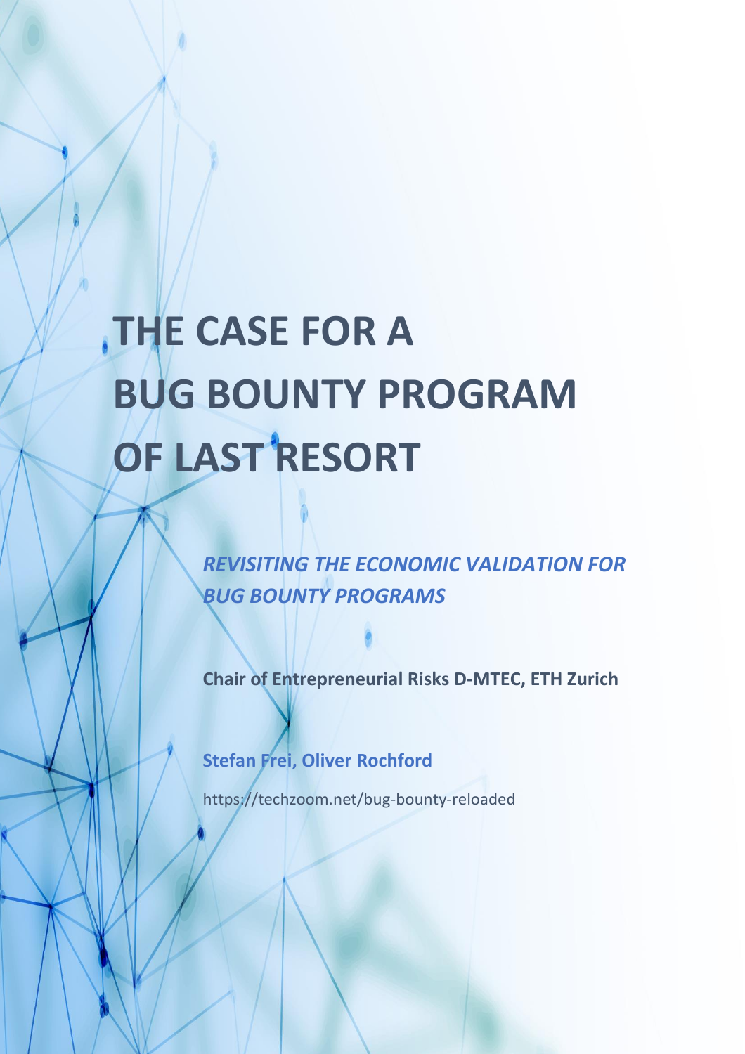# THE CASE FOR A BUG BOUNTY PROGRAM OF LAST RESORT

***REVISITING THE ECONOMIC VALIDATION FOR BUG BOUNTY PROGRAMS***

**Chair of Entrepreneurial Risks D-MTEC, ETH Zurich**

**Stefan Frei, Oliver Rochford**

https://techzoom.net/bug-bounty-reloaded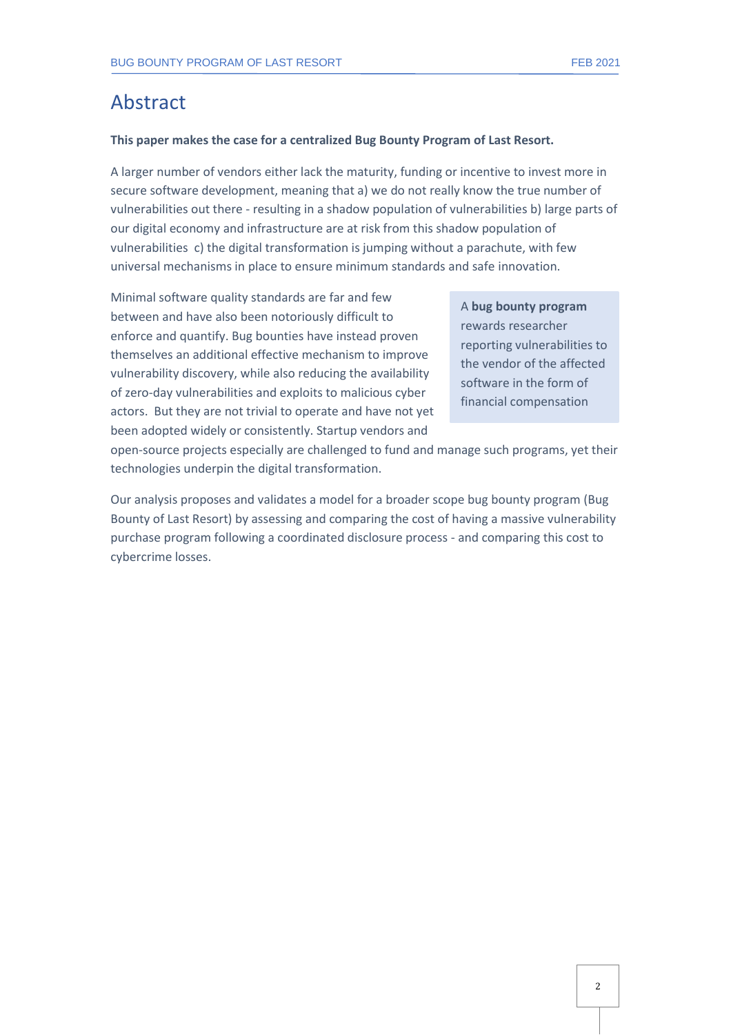# Abstract

**This paper makes the case for a centralized Bug Bounty Program of Last Resort.**

A larger number of vendors either lack the maturity, funding or incentive to invest more in secure software development, meaning that a) we do not really know the true number of vulnerabilities out there - resulting in a shadow population of vulnerabilities b) large parts of our digital economy and infrastructure are at risk from this shadow population of vulnerabilities c) the digital transformation is jumping without a parachute, with few universal mechanisms in place to ensure minimum standards and safe innovation.

Minimal software quality standards are far and few between and have also been notoriously difficult to enforce and quantify. Bug bounties have instead proven themselves an additional effective mechanism to improve vulnerability discovery, while also reducing the availability of zero-day vulnerabilities and exploits to malicious cyber actors. But they are not trivial to operate and have not yet been adopted widely or consistently. Startup vendors and open-source projects especially are challenged to fund and manage such programs, yet their technologies underpin the digital transformation.

> A **bug bounty program** rewards researcher reporting vulnerabilities to the vendor of the affected software in the form of financial compensation

Our analysis proposes and validates a model for a broader scope bug bounty program (Bug Bounty of Last Resort) by assessing and comparing the cost of having a massive vulnerability purchase program following a coordinated disclosure process - and comparing this cost to cybercrime losses.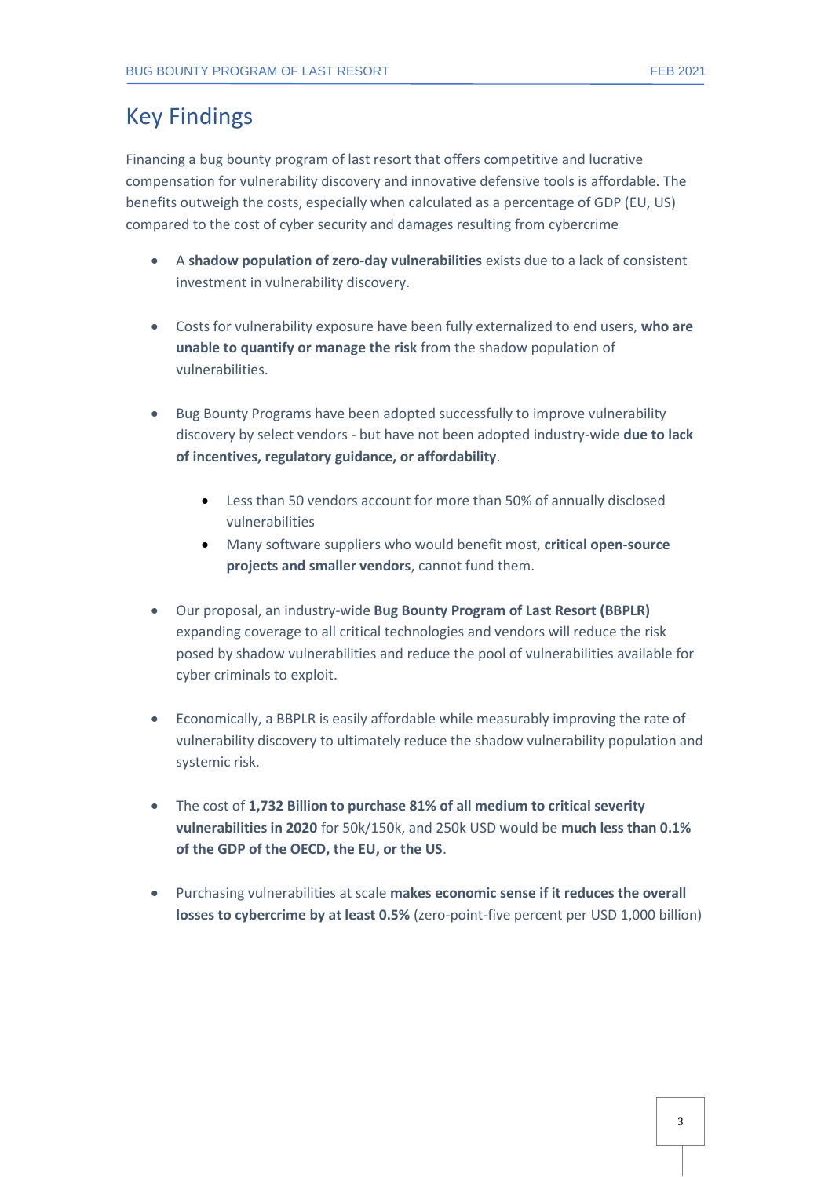## Key Findings

Financing a bug bounty program of last resort that offers competitive and lucrative compensation for vulnerability discovery and innovative defensive tools is affordable. The benefits outweigh the costs, especially when calculated as a percentage of GDP (EU, US) compared to the cost of cyber security and damages resulting from cybercrime

- A **shadow population of zero-day vulnerabilities** exists due to a lack of consistent investment in vulnerability discovery.
- Costs for vulnerability exposure have been fully externalized to end users, **who are unable to quantify or manage the risk** from the shadow population of vulnerabilities.
- Bug Bounty Programs have been adopted successfully to improve vulnerability discovery by select vendors - but have not been adopted industry-wide **due to lack of incentives, regulatory guidance, or affordability**.
    - Less than 50 vendors account for more than 50% of annually disclosed vulnerabilities
    - Many software suppliers who would benefit most, **critical open-source projects and smaller vendors**, cannot fund them.
- Our proposal, an industry-wide **Bug Bounty Program of Last Resort (BBPLR)** expanding coverage to all critical technologies and vendors will reduce the risk posed by shadow vulnerabilities and reduce the pool of vulnerabilities available for cyber criminals to exploit.
- Economically, a BBPLR is easily affordable while measurably improving the rate of vulnerability discovery to ultimately reduce the shadow vulnerability population and systemic risk.
- The cost of **1,732 Billion to purchase 81% of all medium to critical severity vulnerabilities in 2020** for 50k/150k, and 250k USD would be **much less than 0.1% of the GDP of the OECD, the EU, or the US**.
- Purchasing vulnerabilities at scale **makes economic sense if it reduces the overall losses to cybercrime by at least 0.5%** (zero-point-five percent per USD 1,000 billion)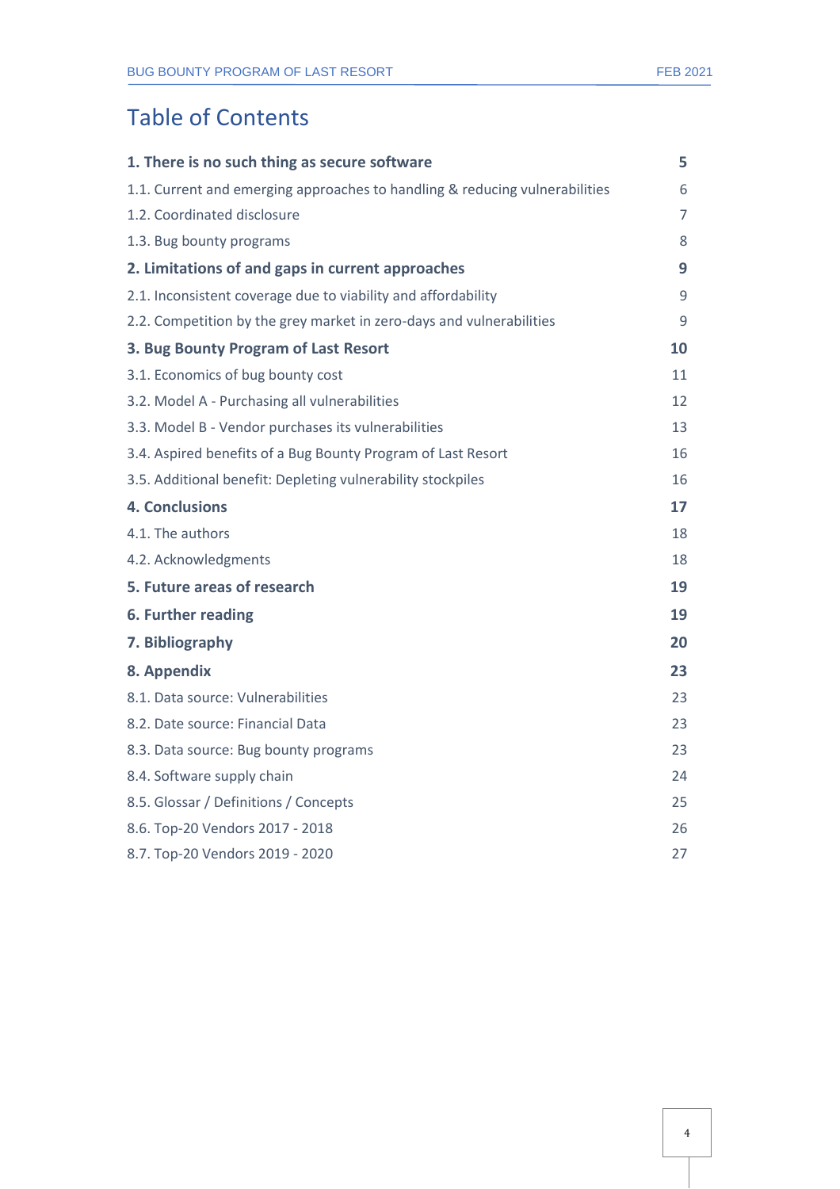# Table of Contents

| | |
|---|---|
| **1. There is no such thing as secure software** | **5** |
| 1.1. Current and emerging approaches to handling & reducing vulnerabilities | 6 |
| 1.2. Coordinated disclosure | 7 |
| 1.3. Bug bounty programs | 8 |
| **2. Limitations of and gaps in current approaches** | **9** |
| 2.1. Inconsistent coverage due to viability and affordability | 9 |
| 2.2. Competition by the grey market in zero-days and vulnerabilities | 9 |
| **3. Bug Bounty Program of Last Resort** | **10** |
| 3.1. Economics of bug bounty cost | 11 |
| 3.2. Model A - Purchasing all vulnerabilities | 12 |
| 3.3. Model B - Vendor purchases its vulnerabilities | 13 |
| 3.4. Aspired benefits of a Bug Bounty Program of Last Resort | 16 |
| 3.5. Additional benefit: Depleting vulnerability stockpiles | 16 |
| **4. Conclusions** | **17** |
| 4.1. The authors | 18 |
| 4.2. Acknowledgments | 18 |
| **5. Future areas of research** | **19** |
| **6. Further reading** | **19** |
| **7. Bibliography** | **20** |
| **8. Appendix** | **23** |
| 8.1. Data source: Vulnerabilities | 23 |
| 8.2. Date source: Financial Data | 23 |
| 8.3. Data source: Bug bounty programs | 23 |
| 8.4. Software supply chain | 24 |
| 8.5. Glossar / Definitions / Concepts | 25 |
| 8.6. Top-20 Vendors 2017 - 2018 | 26 |
| 8.7. Top-20 Vendors 2019 - 2020 | 27 |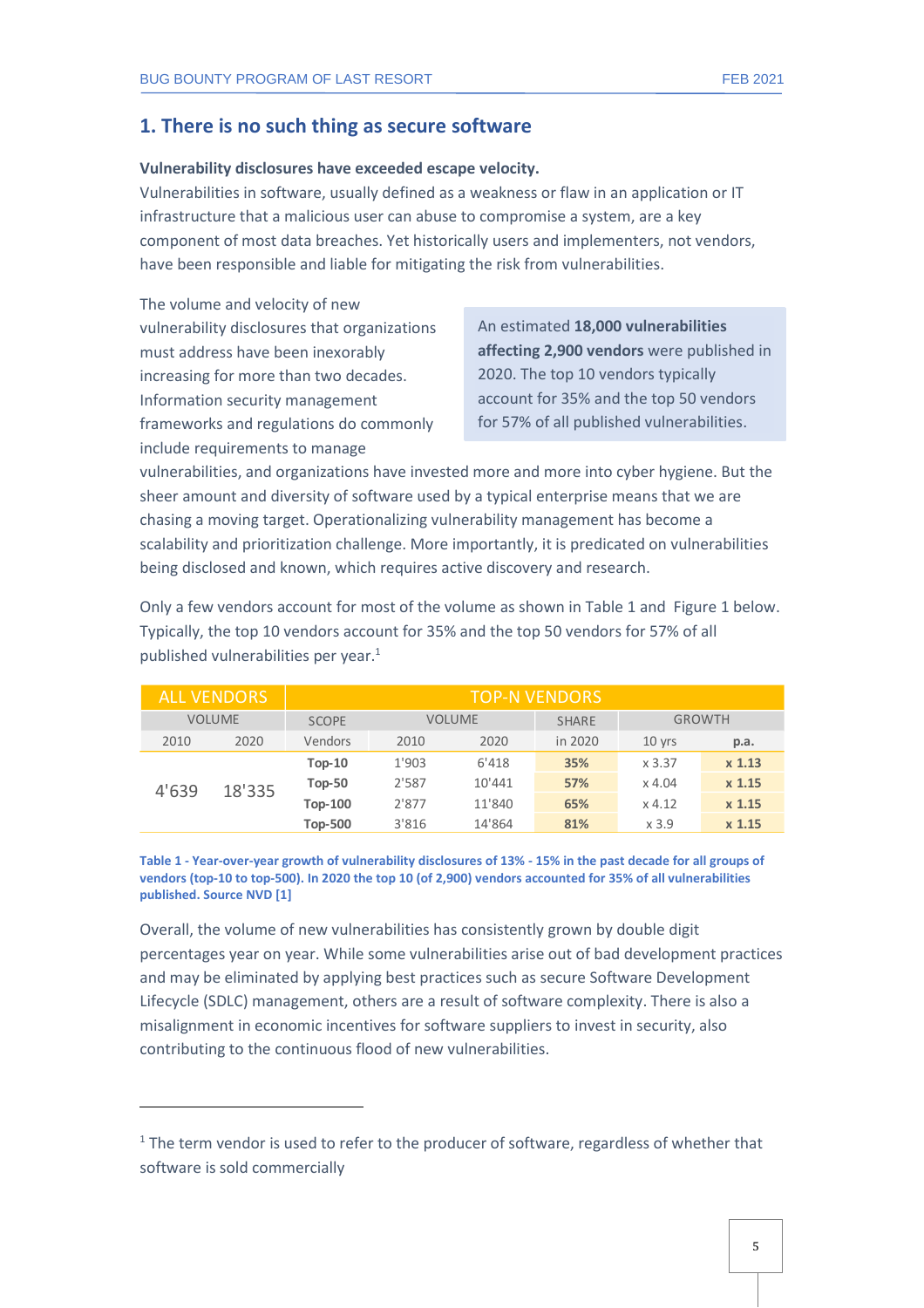## 1. There is no such thing as secure software

**Vulnerability disclosures have exceeded escape velocity.**

Vulnerabilities in software, usually defined as a weakness or flaw in an application or IT infrastructure that a malicious user can abuse to compromise a system, are a key component of most data breaches. Yet historically users and implementers, not vendors, have been responsible and liable for mitigating the risk from vulnerabilities.

> An estimated **18,000 vulnerabilities affecting 2,900 vendors** were published in 2020. The top 10 vendors typically account for 35% and the top 50 vendors for 57% of all published vulnerabilities.

The volume and velocity of new vulnerability disclosures that organizations must address have been inexorably increasing for more than two decades. Information security management frameworks and regulations do commonly include requirements to manage vulnerabilities, and organizations have invested more and more into cyber hygiene. But the sheer amount and diversity of software used by a typical enterprise means that we are chasing a moving target. Operationalizing vulnerability management has become a scalability and prioritization challenge. More importantly, it is predicated on vulnerabilities being disclosed and known, which requires active discovery and research.

Only a few vendors account for most of the volume as shown in Table 1 and Figure 1 below. Typically, the top 10 vendors account for 35% and the top 50 vendors for 57% of all published vulnerabilities per year.[1]

| ALL VENDORS | | TOP-N VENDORS | | | | | |
|---|---|---|---|---|---|---|---|
| VOLUME | | SCOPE | VOLUME | | SHARE | GROWTH | |
| 2010 | 2020 | Vendors | 2010 | 2020 | in 2020 | 10 yrs | p.a. |
| 4'639 | 18'335 | **Top-10** | 1'903 | 6'418 | **35%** | x 3.37 | **x 1.13** |
| | | **Top-50** | 2'587 | 10'441 | **57%** | x 4.04 | **x 1.15** |
| | | **Top-100** | 2'877 | 11'840 | **65%** | x 4.12 | **x 1.15** |
| | | **Top-500** | 3'816 | 14'864 | **81%** | x 3.9 | **x 1.15** |

**Table 1 - Year-over-year growth of vulnerability disclosures of 13% - 15% in the past decade for all groups of vendors (top-10 to top-500). In 2020 the top 10 (of 2,900) vendors accounted for 35% of all vulnerabilities published. Source NVD [1]**

Overall, the volume of new vulnerabilities has consistently grown by double digit percentages year on year. While some vulnerabilities arise out of bad development practices and may be eliminated by applying best practices such as secure Software Development Lifecycle (SDLC) management, others are a result of software complexity. There is also a misalignment in economic incentives for software suppliers to invest in security, also contributing to the continuous flood of new vulnerabilities.

---

[1] The term vendor is used to refer to the producer of software, regardless of whether that software is sold commercially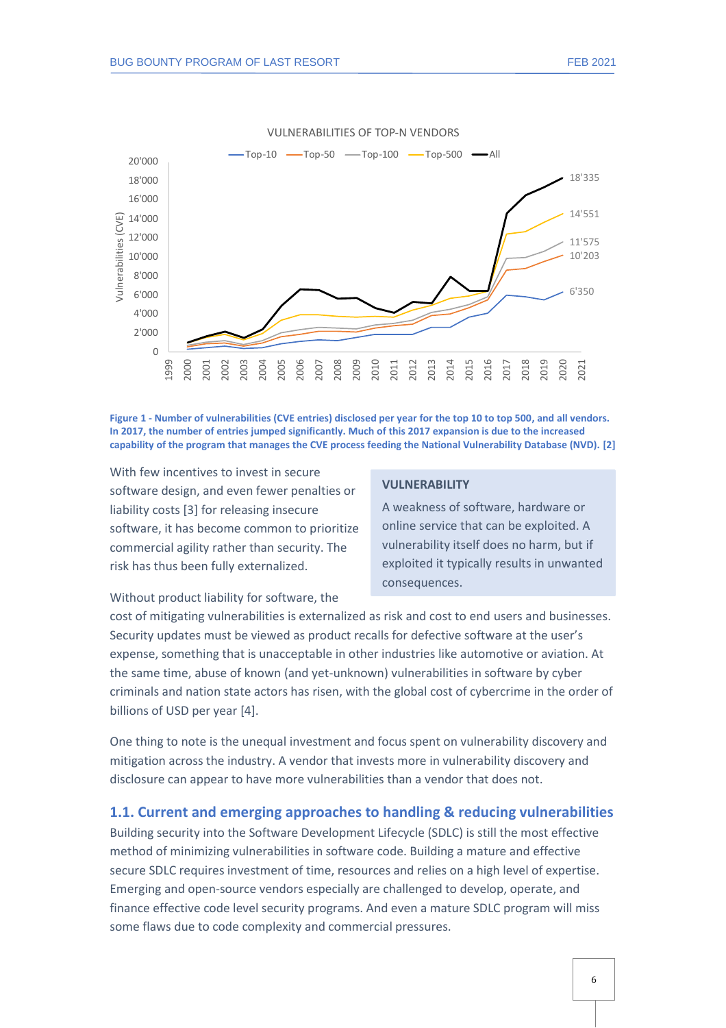Figure 1 - Number of vulnerabilities (CVE entries) disclosed per year for the top 10 to top 500, and all vendors. In 2017, the number of entries jumped significantly. Much of this 2017 expansion is due to the increased capability of the program that manages the CVE process feeding the National Vulnerability Database (NVD). [2]

With few incentives to invest in secure software design, and even fewer penalties or liability costs [3] for releasing insecure software, it has become common to prioritize commercial agility rather than security. The risk has thus been fully externalized.

> **VULNERABILITY**
>
> A weakness of software, hardware or online service that can be exploited. A vulnerability itself does no harm, but if exploited it typically results in unwanted consequences.

Without product liability for software, the cost of mitigating vulnerabilities is externalized as risk and cost to end users and businesses. Security updates must be viewed as product recalls for defective software at the user's expense, something that is unacceptable in other industries like automotive or aviation. At the same time, abuse of known (and yet-unknown) vulnerabilities in software by cyber criminals and nation state actors has risen, with the global cost of cybercrime in the order of billions of USD per year [4].

One thing to note is the unequal investment and focus spent on vulnerability discovery and mitigation across the industry. A vendor that invests more in vulnerability discovery and disclosure can appear to have more vulnerabilities than a vendor that does not.

## 1.1. Current and emerging approaches to handling & reducing vulnerabilities

Building security into the Software Development Lifecycle (SDLC) is still the most effective method of minimizing vulnerabilities in software code. Building a mature and effective secure SDLC requires investment of time, resources and relies on a high level of expertise. Emerging and open-source vendors especially are challenged to develop, operate, and finance effective code level security programs. And even a mature SDLC program will miss some flaws due to code complexity and commercial pressures.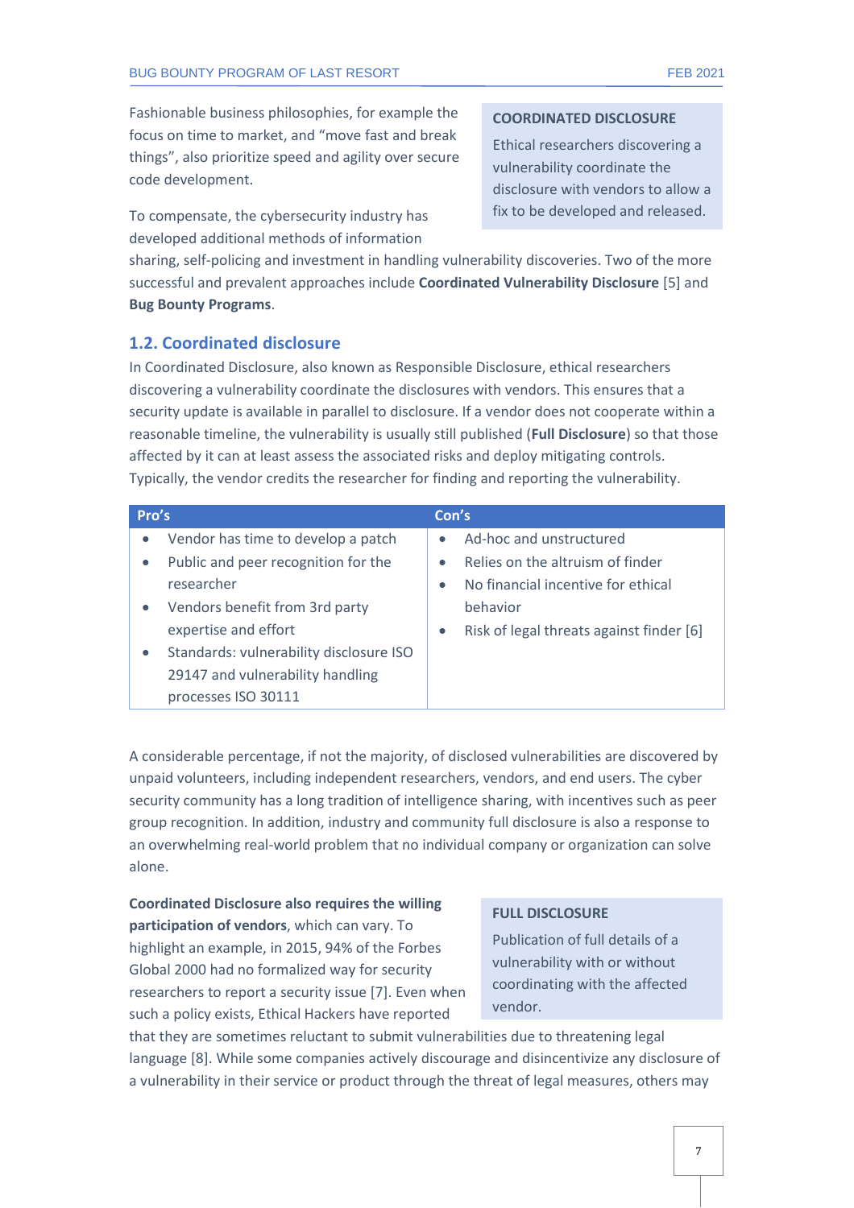Fashionable business philosophies, for example the focus on time to market, and "move fast and break things", also prioritize speed and agility over secure code development.

> **COORDINATED DISCLOSURE**
>
> Ethical researchers discovering a vulnerability coordinate the disclosure with vendors to allow a fix to be developed and released.

To compensate, the cybersecurity industry has developed additional methods of information sharing, self-policing and investment in handling vulnerability discoveries. Two of the more successful and prevalent approaches include **Coordinated Vulnerability Disclosure** [5] and **Bug Bounty Programs**.

## 1.2. Coordinated disclosure

In Coordinated Disclosure, also known as Responsible Disclosure, ethical researchers discovering a vulnerability coordinate the disclosures with vendors. This ensures that a security update is available in parallel to disclosure. If a vendor does not cooperate within a reasonable timeline, the vulnerability is usually still published (**Full Disclosure**) so that those affected by it can at least assess the associated risks and deploy mitigating controls. Typically, the vendor credits the researcher for finding and reporting the vulnerability.

| Pro's | Con's |
|---|---|
| • Vendor has time to develop a patch<br>• Public and peer recognition for the researcher<br>• Vendors benefit from 3rd party expertise and effort<br>• Standards: vulnerability disclosure ISO 29147 and vulnerability handling processes ISO 30111 | • Ad-hoc and unstructured<br>• Relies on the altruism of finder<br>• No financial incentive for ethical behavior<br>• Risk of legal threats against finder [6] |

A considerable percentage, if not the majority, of disclosed vulnerabilities are discovered by unpaid volunteers, including independent researchers, vendors, and end users. The cyber security community has a long tradition of intelligence sharing, with incentives such as peer group recognition. In addition, industry and community full disclosure is also a response to an overwhelming real-world problem that no individual company or organization can solve alone.

> **FULL DISCLOSURE**
>
> Publication of full details of a vulnerability with or without coordinating with the affected vendor.

**Coordinated Disclosure also requires the willing participation of vendors**, which can vary. To highlight an example, in 2015, 94% of the Forbes Global 2000 had no formalized way for security researchers to report a security issue [7]. Even when such a policy exists, Ethical Hackers have reported that they are sometimes reluctant to submit vulnerabilities due to threatening legal language [8]. While some companies actively discourage and disincentivize any disclosure of a vulnerability in their service or product through the threat of legal measures, others may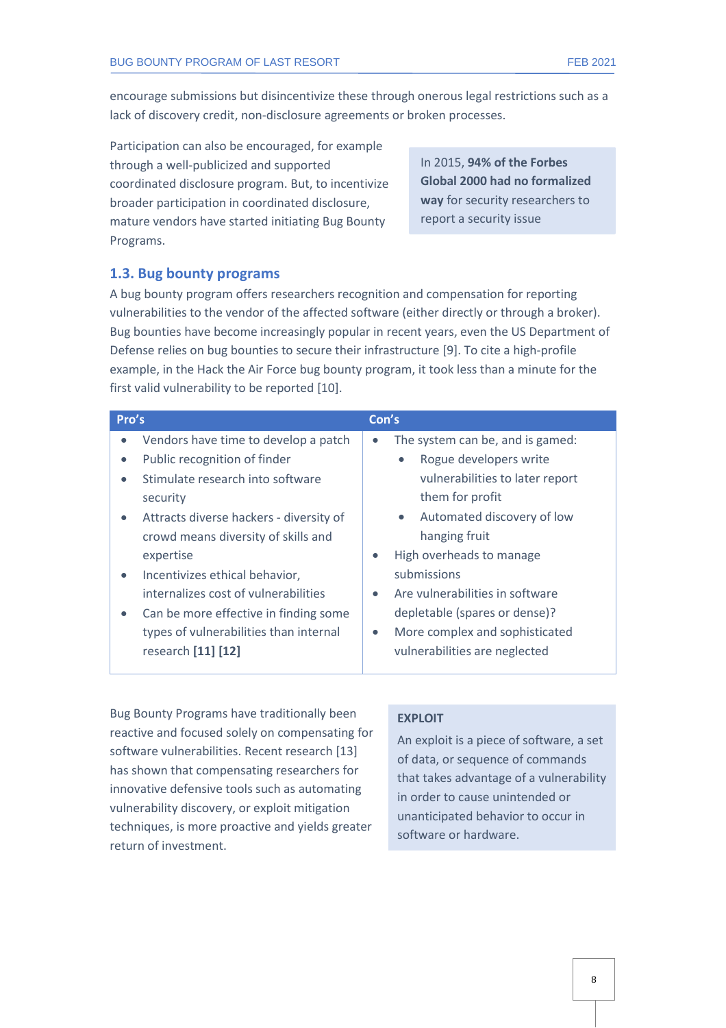encourage submissions but disincentivize these through onerous legal restrictions such as a lack of discovery credit, non-disclosure agreements or broken processes.

Participation can also be encouraged, for example through a well-publicized and supported coordinated disclosure program. But, to incentivize broader participation in coordinated disclosure, mature vendors have started initiating Bug Bounty Programs.

In 2015, **94% of the Forbes Global 2000 had no formalized way** for security researchers to report a security issue

## 1.3. Bug bounty programs

A bug bounty program offers researchers recognition and compensation for reporting vulnerabilities to the vendor of the affected software (either directly or through a broker). Bug bounties have become increasingly popular in recent years, even the US Department of Defense relies on bug bounties to secure their infrastructure [9]. To cite a high-profile example, in the Hack the Air Force bug bounty program, it took less than a minute for the first valid vulnerability to be reported [10].

| Pro's | Con's |
| --- | --- |
| • Vendors have time to develop a patch<br>• Public recognition of finder<br>• Stimulate research into software security<br>• Attracts diverse hackers - diversity of crowd means diversity of skills and expertise<br>• Incentivizes ethical behavior, internalizes cost of vulnerabilities<br>• Can be more effective in finding some types of vulnerabilities than internal research **[11] [12]** | • The system can be, and is gamed:<br>&nbsp;&nbsp;◦ Rogue developers write vulnerabilities to later report them for profit<br>&nbsp;&nbsp;◦ Automated discovery of low hanging fruit<br>• High overheads to manage submissions<br>• Are vulnerabilities in software depletable (spares or dense)?<br>• More complex and sophisticated vulnerabilities are neglected |

Bug Bounty Programs have traditionally been reactive and focused solely on compensating for software vulnerabilities. Recent research [13] has shown that compensating researchers for innovative defensive tools such as automating vulnerability discovery, or exploit mitigation techniques, is more proactive and yields greater return of investment.

**EXPLOIT**

An exploit is a piece of software, a set of data, or sequence of commands that takes advantage of a vulnerability in order to cause unintended or unanticipated behavior to occur in software or hardware.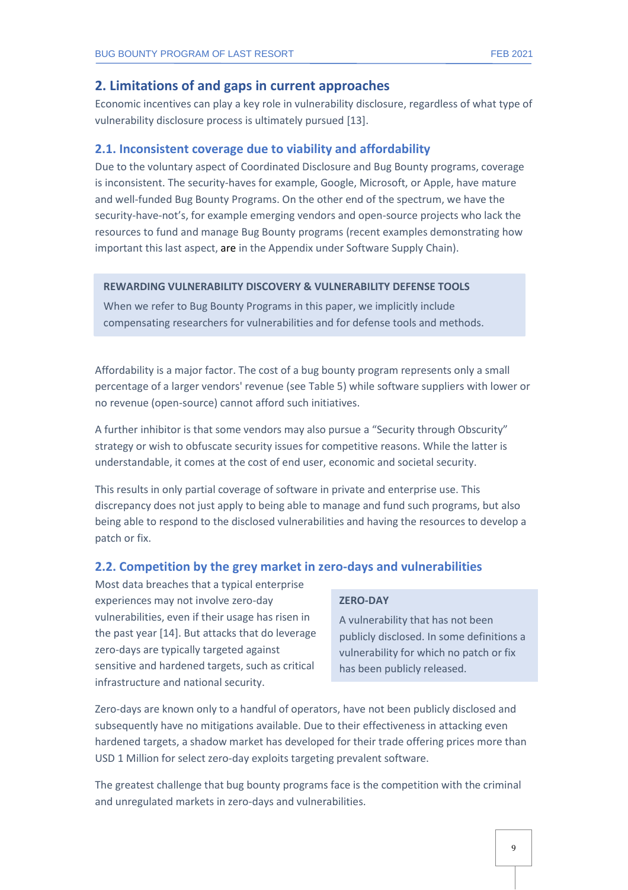## 2. Limitations of and gaps in current approaches

Economic incentives can play a key role in vulnerability disclosure, regardless of what type of vulnerability disclosure process is ultimately pursued [13].

### 2.1. Inconsistent coverage due to viability and affordability

Due to the voluntary aspect of Coordinated Disclosure and Bug Bounty programs, coverage is inconsistent. The security-haves for example, Google, Microsoft, or Apple, have mature and well-funded Bug Bounty Programs. On the other end of the spectrum, we have the security-have-not's, for example emerging vendors and open-source projects who lack the resources to fund and manage Bug Bounty programs (recent examples demonstrating how important this last aspect, are in the Appendix under Software Supply Chain).

> **REWARDING VULNERABILITY DISCOVERY & VULNERABILITY DEFENSE TOOLS**
>
> When we refer to Bug Bounty Programs in this paper, we implicitly include compensating researchers for vulnerabilities and for defense tools and methods.

Affordability is a major factor. The cost of a bug bounty program represents only a small percentage of a larger vendors' revenue (see Table 5) while software suppliers with lower or no revenue (open-source) cannot afford such initiatives.

A further inhibitor is that some vendors may also pursue a "Security through Obscurity" strategy or wish to obfuscate security issues for competitive reasons. While the latter is understandable, it comes at the cost of end user, economic and societal security.

This results in only partial coverage of software in private and enterprise use. This discrepancy does not just apply to being able to manage and fund such programs, but also being able to respond to the disclosed vulnerabilities and having the resources to develop a patch or fix.

### 2.2. Competition by the grey market in zero-days and vulnerabilities

Most data breaches that a typical enterprise experiences may not involve zero-day vulnerabilities, even if their usage has risen in the past year [14]. But attacks that do leverage zero-days are typically targeted against sensitive and hardened targets, such as critical infrastructure and national security.

> **ZERO-DAY**
>
> A vulnerability that has not been publicly disclosed. In some definitions a vulnerability for which no patch or fix has been publicly released.

Zero-days are known only to a handful of operators, have not been publicly disclosed and subsequently have no mitigations available. Due to their effectiveness in attacking even hardened targets, a shadow market has developed for their trade offering prices more than USD 1 Million for select zero-day exploits targeting prevalent software.

The greatest challenge that bug bounty programs face is the competition with the criminal and unregulated markets in zero-days and vulnerabilities.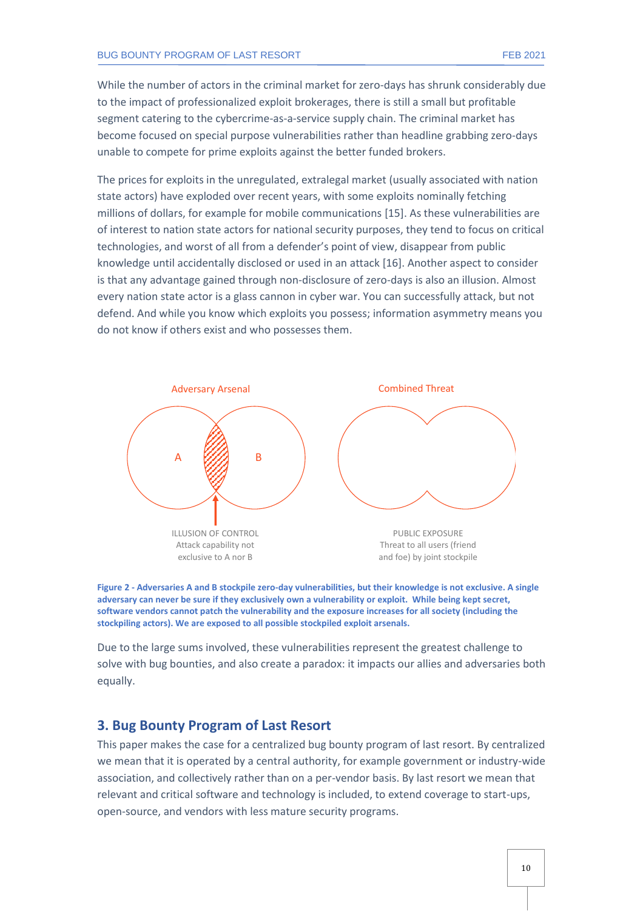While the number of actors in the criminal market for zero-days has shrunk considerably due to the impact of professionalized exploit brokerages, there is still a small but profitable segment catering to the cybercrime-as-a-service supply chain. The criminal market has become focused on special purpose vulnerabilities rather than headline grabbing zero-days unable to compete for prime exploits against the better funded brokers.

The prices for exploits in the unregulated, extralegal market (usually associated with nation state actors) have exploded over recent years, with some exploits nominally fetching millions of dollars, for example for mobile communications [15]. As these vulnerabilities are of interest to nation state actors for national security purposes, they tend to focus on critical technologies, and worst of all from a defender's point of view, disappear from public knowledge until accidentally disclosed or used in an attack [16]. Another aspect to consider is that any advantage gained through non-disclosure of zero-days is also an illusion. Almost every nation state actor is a glass cannon in cyber war. You can successfully attack, but not defend. And while you know which exploits you possess; information asymmetry means you do not know if others exist and who possesses them.

Adversary Arsenal

A B

ILLUSION OF CONTROL
Attack capability not exclusive to A nor B

Combined Threat

PUBLIC EXPOSURE
Threat to all users (friend and foe) by joint stockpile

**Figure 2 - Adversaries A and B stockpile zero-day vulnerabilities, but their knowledge is not exclusive. A single adversary can never be sure if they exclusively own a vulnerability or exploit. While being kept secret, software vendors cannot patch the vulnerability and the exposure increases for all society (including the stockpiling actors). We are exposed to all possible stockpiled exploit arsenals.**

Due to the large sums involved, these vulnerabilities represent the greatest challenge to solve with bug bounties, and also create a paradox: it impacts our allies and adversaries both equally.

## 3. Bug Bounty Program of Last Resort

This paper makes the case for a centralized bug bounty program of last resort. By centralized we mean that it is operated by a central authority, for example government or industry-wide association, and collectively rather than on a per-vendor basis. By last resort we mean that relevant and critical software and technology is included, to extend coverage to start-ups, open-source, and vendors with less mature security programs.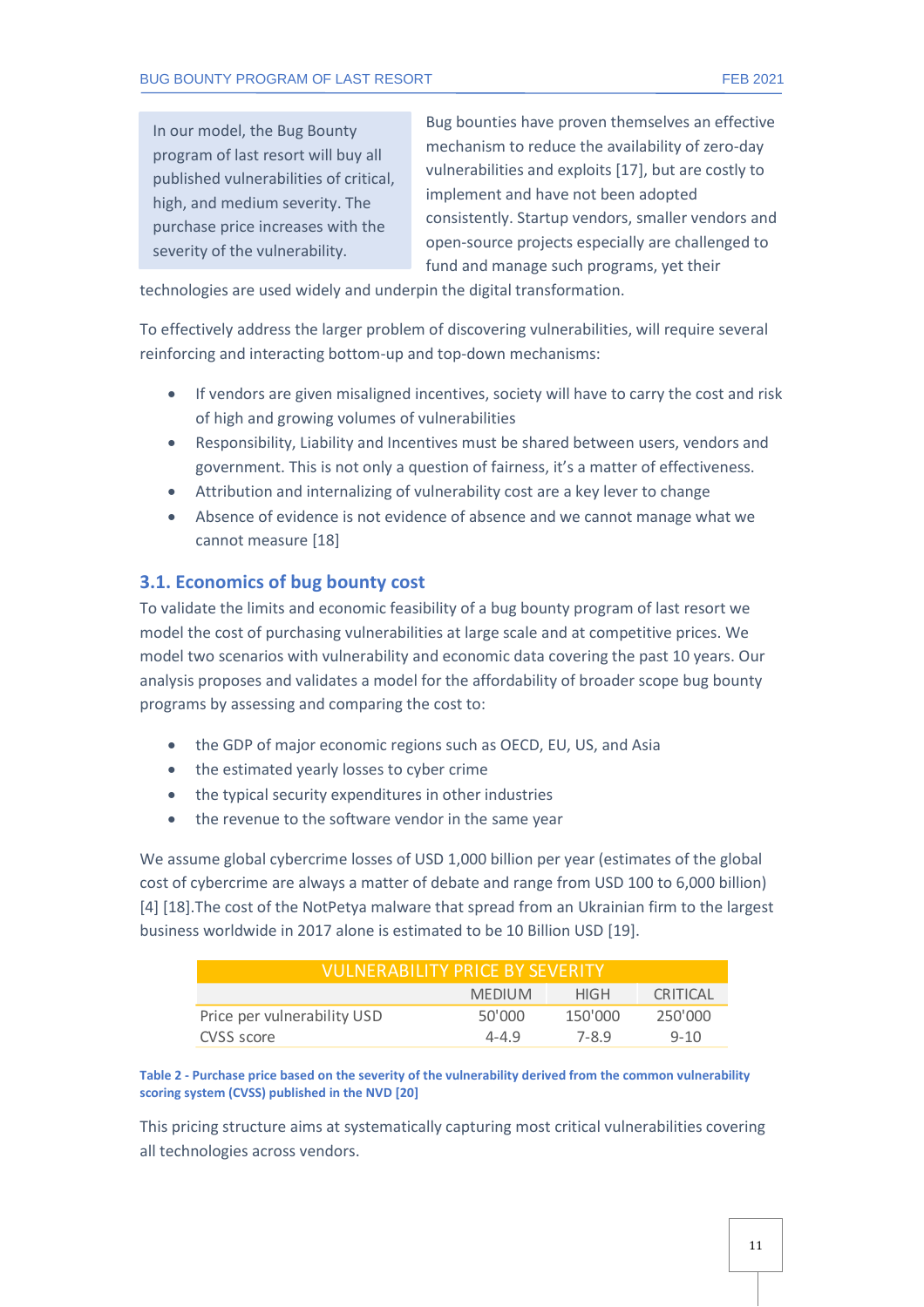> In our model, the Bug Bounty program of last resort will buy all published vulnerabilities of critical, high, and medium severity. The purchase price increases with the severity of the vulnerability.

Bug bounties have proven themselves an effective mechanism to reduce the availability of zero-day vulnerabilities and exploits [17], but are costly to implement and have not been adopted consistently. Startup vendors, smaller vendors and open-source projects especially are challenged to fund and manage such programs, yet their technologies are used widely and underpin the digital transformation.

To effectively address the larger problem of discovering vulnerabilities, will require several reinforcing and interacting bottom-up and top-down mechanisms:

- If vendors are given misaligned incentives, society will have to carry the cost and risk of high and growing volumes of vulnerabilities
- Responsibility, Liability and Incentives must be shared between users, vendors and government. This is not only a question of fairness, it's a matter of effectiveness.
- Attribution and internalizing of vulnerability cost are a key lever to change
- Absence of evidence is not evidence of absence and we cannot manage what we cannot measure [18]

## 3.1. Economics of bug bounty cost

To validate the limits and economic feasibility of a bug bounty program of last resort we model the cost of purchasing vulnerabilities at large scale and at competitive prices. We model two scenarios with vulnerability and economic data covering the past 10 years. Our analysis proposes and validates a model for the affordability of broader scope bug bounty programs by assessing and comparing the cost to:

- the GDP of major economic regions such as OECD, EU, US, and Asia
- the estimated yearly losses to cyber crime
- the typical security expenditures in other industries
- the revenue to the software vendor in the same year

We assume global cybercrime losses of USD 1,000 billion per year (estimates of the global cost of cybercrime are always a matter of debate and range from USD 100 to 6,000 billion) [4] [18].The cost of the NotPetya malware that spread from an Ukrainian firm to the largest business worldwide in 2017 alone is estimated to be 10 Billion USD [19].

| VULNERABILITY PRICE BY SEVERITY | | | |
|---|---|---|---|
| | MEDIUM | HIGH | CRITICAL |
| Price per vulnerability USD | 50'000 | 150'000 | 250'000 |
| CVSS score | 4-4.9 | 7-8.9 | 9-10 |

**Table 2 - Purchase price based on the severity of the vulnerability derived from the common vulnerability scoring system (CVSS) published in the NVD [20]**

This pricing structure aims at systematically capturing most critical vulnerabilities covering all technologies across vendors.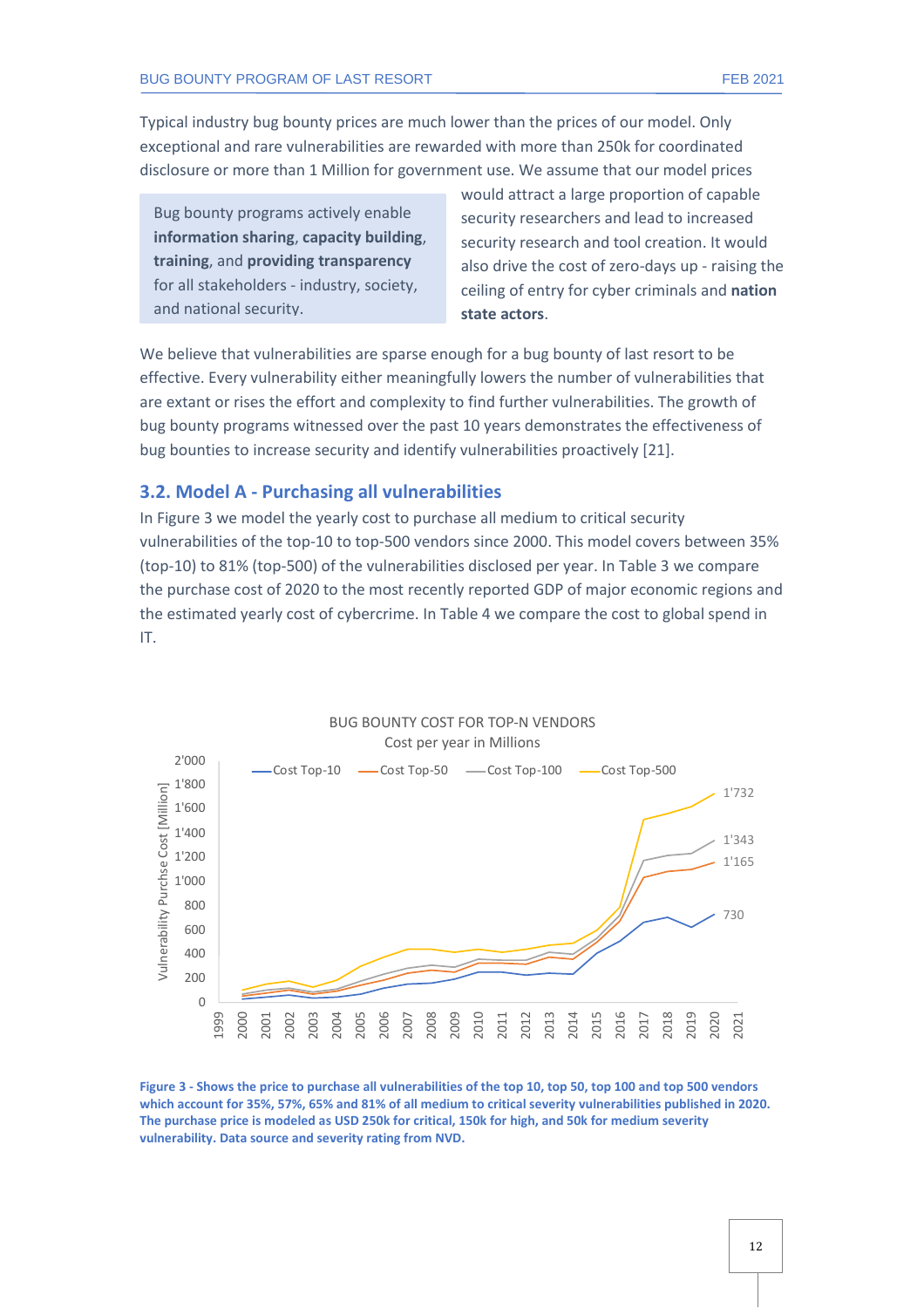Typical industry bug bounty prices are much lower than the prices of our model. Only exceptional and rare vulnerabilities are rewarded with more than 250k for coordinated disclosure or more than 1 Million for government use. We assume that our model prices would attract a large proportion of capable security researchers and lead to increased security research and tool creation. It would also drive the cost of zero-days up - raising the ceiling of entry for cyber criminals and **nation state actors**.

> Bug bounty programs actively enable **information sharing**, **capacity building**, **training**, and **providing transparency** for all stakeholders - industry, society, and national security.

We believe that vulnerabilities are sparse enough for a bug bounty of last resort to be effective. Every vulnerability either meaningfully lowers the number of vulnerabilities that are extant or rises the effort and complexity to find further vulnerabilities. The growth of bug bounty programs witnessed over the past 10 years demonstrates the effectiveness of bug bounties to increase security and identify vulnerabilities proactively [21].

## 3.2. Model A - Purchasing all vulnerabilities

In Figure 3 we model the yearly cost to purchase all medium to critical security vulnerabilities of the top-10 to top-500 vendors since 2000. This model covers between 35% (top-10) to 81% (top-500) of the vulnerabilities disclosed per year. In Table 3 we compare the purchase cost of 2020 to the most recently reported GDP of major economic regions and the estimated yearly cost of cybercrime. In Table 4 we compare the cost to global spend in IT.

**Figure 3 - Shows the price to purchase all vulnerabilities of the top 10, top 50, top 100 and top 500 vendors which account for 35%, 57%, 65% and 81% of all medium to critical severity vulnerabilities published in 2020. The purchase price is modeled as USD 250k for critical, 150k for high, and 50k for medium severity vulnerability. Data source and severity rating from NVD.**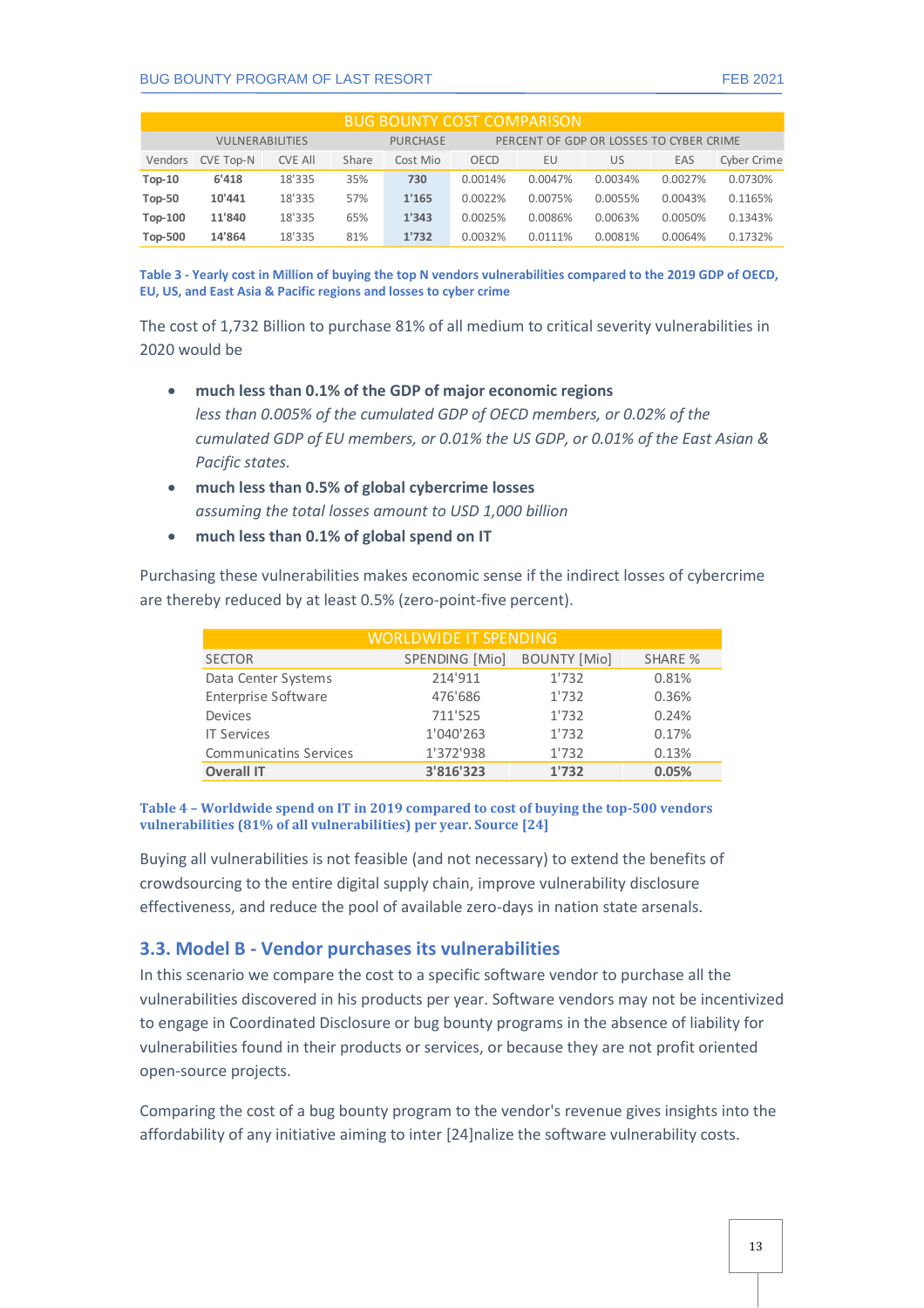| BUG BOUNTY COST COMPARISON | | | | | | | | | |
|---|---|---|---|---|---|---|---|---|---|
| VULNERABILITIES | | | | PURCHASE | PERCENT OF GDP OR LOSSES TO CYBER CRIME | | | | |
| Vendors | CVE Top-N | CVE All | Share | Cost Mio | OECD | EU | US | EAS | Cyber Crime |
| **Top-10** | **6'418** | 18'335 | 35% | **730** | 0.0014% | 0.0047% | 0.0034% | 0.0027% | 0.0730% |
| **Top-50** | **10'441** | 18'335 | 57% | **1'165** | 0.0022% | 0.0075% | 0.0055% | 0.0043% | 0.1165% |
| **Top-100** | **11'840** | 18'335 | 65% | **1'343** | 0.0025% | 0.0086% | 0.0063% | 0.0050% | 0.1343% |
| **Top-500** | **14'864** | 18'335 | 81% | **1'732** | 0.0032% | 0.0111% | 0.0081% | 0.0064% | 0.1732% |

**Table 3 - Yearly cost in Million of buying the top N vendors vulnerabilities compared to the 2019 GDP of OECD, EU, US, and East Asia & Pacific regions and losses to cyber crime**

The cost of 1,732 Billion to purchase 81% of all medium to critical severity vulnerabilities in 2020 would be

- **much less than 0.1% of the GDP of major economic regions**
  *less than 0.005% of the cumulated GDP of OECD members, or 0.02% of the cumulated GDP of EU members, or 0.01% the US GDP, or 0.01% of the East Asian & Pacific states.*
- **much less than 0.5% of global cybercrime losses**
  *assuming the total losses amount to USD 1,000 billion*
- **much less than 0.1% of global spend on IT**

Purchasing these vulnerabilities makes economic sense if the indirect losses of cybercrime are thereby reduced by at least 0.5% (zero-point-five percent).

| WORLDWIDE IT SPENDING | | | |
|---|---|---|---|
| SECTOR | SPENDING [Mio] | BOUNTY [Mio] | SHARE % |
| Data Center Systems | 214'911 | 1'732 | 0.81% |
| Enterprise Software | 476'686 | 1'732 | 0.36% |
| Devices | 711'525 | 1'732 | 0.24% |
| IT Services | 1'040'263 | 1'732 | 0.17% |
| Communicatins Services | 1'372'938 | 1'732 | 0.13% |
| **Overall IT** | **3'816'323** | **1'732** | **0.05%** |

**Table 4 – Worldwide spend on IT in 2019 compared to cost of buying the top-500 vendors vulnerabilities (81% of all vulnerabilities) per year. Source [24]**

Buying all vulnerabilities is not feasible (and not necessary) to extend the benefits of crowdsourcing to the entire digital supply chain, improve vulnerability disclosure effectiveness, and reduce the pool of available zero-days in nation state arsenals.

## 3.3. Model B - Vendor purchases its vulnerabilities

In this scenario we compare the cost to a specific software vendor to purchase all the vulnerabilities discovered in his products per year. Software vendors may not be incentivized to engage in Coordinated Disclosure or bug bounty programs in the absence of liability for vulnerabilities found in their products or services, or because they are not profit oriented open-source projects.

Comparing the cost of a bug bounty program to the vendor's revenue gives insights into the affordability of any initiative aiming to inter [24]nalize the software vulnerability costs.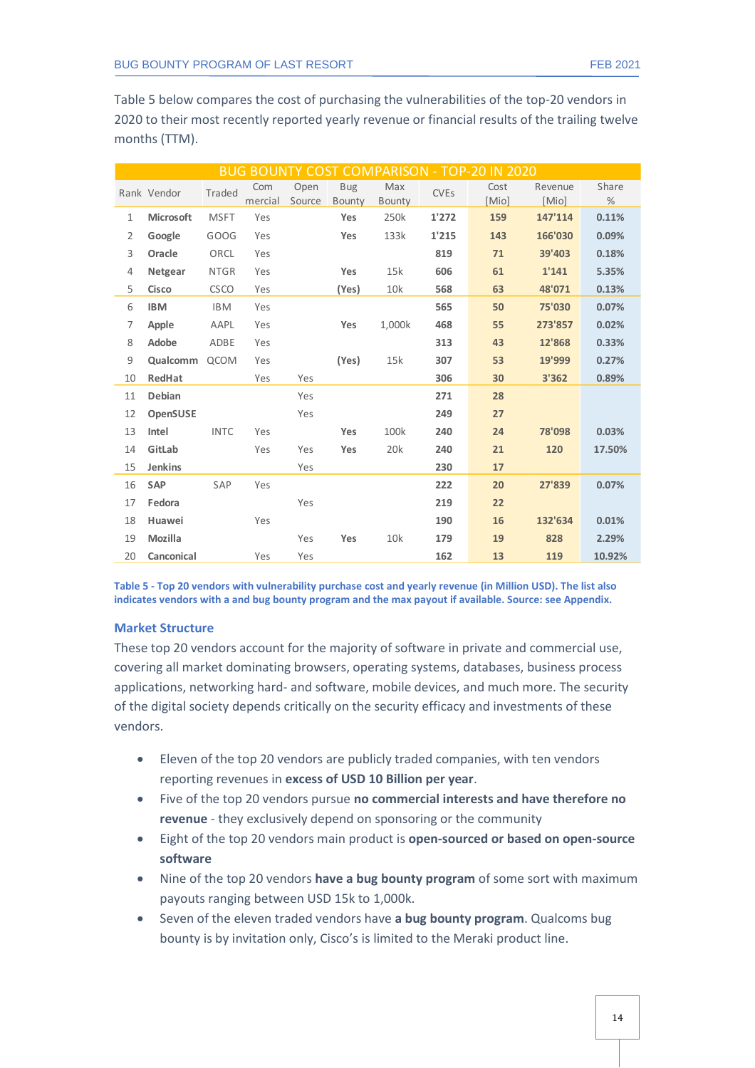Table 5 below compares the cost of purchasing the vulnerabilities of the top-20 vendors in 2020 to their most recently reported yearly revenue or financial results of the trailing twelve months (TTM).

| BUG BOUNTY COST COMPARISON - TOP-20 IN 2020 | | | | | | | | | | |
|---|---|---|---|---|---|---|---|---|---|---|
| Rank | Vendor | Traded | Commercial | Open Source | Bug Bounty | Max Bounty | CVEs | Cost [Mio] | Revenue [Mio] | Share % |
| 1 | **Microsoft** | MSFT | Yes | | **Yes** | 250k | **1'272** | **159** | **147'114** | **0.11%** |
| 2 | **Google** | GOOG | Yes | | **Yes** | 133k | **1'215** | **143** | **166'030** | **0.09%** |
| 3 | **Oracle** | ORCL | Yes | | | | **819** | **71** | **39'403** | **0.18%** |
| 4 | **Netgear** | NTGR | Yes | | **Yes** | 15k | **606** | **61** | **1'141** | **5.35%** |
| 5 | **Cisco** | CSCO | Yes | | **(Yes)** | 10k | **568** | **63** | **48'071** | **0.13%** |
| 6 | **IBM** | IBM | Yes | | | | **565** | **50** | **75'030** | **0.07%** |
| 7 | **Apple** | AAPL | Yes | | **Yes** | 1,000k | **468** | **55** | **273'857** | **0.02%** |
| 8 | **Adobe** | ADBE | Yes | | | | **313** | **43** | **12'868** | **0.33%** |
| 9 | **Qualcomm** | QCOM | Yes | | **(Yes)** | 15k | **307** | **53** | **19'999** | **0.27%** |
| 10 | **RedHat** | | Yes | Yes | | | **306** | **30** | **3'362** | **0.89%** |
| 11 | **Debian** | | | Yes | | | **271** | **28** | | |
| 12 | **OpenSUSE** | | | Yes | | | **249** | **27** | | |
| 13 | **Intel** | INTC | Yes | | **Yes** | 100k | **240** | **24** | **78'098** | **0.03%** |
| 14 | **GitLab** | | Yes | Yes | **Yes** | 20k | **240** | **21** | **120** | **17.50%** |
| 15 | **Jenkins** | | | Yes | | | **230** | **17** | | |
| 16 | **SAP** | SAP | Yes | | | | **222** | **20** | **27'839** | **0.07%** |
| 17 | **Fedora** | | | Yes | | | **219** | **22** | | |
| 18 | **Huawei** | | Yes | | | | **190** | **16** | **132'634** | **0.01%** |
| 19 | **Mozilla** | | | Yes | **Yes** | 10k | **179** | **19** | **828** | **2.29%** |
| 20 | **Canconical** | | Yes | Yes | | | **162** | **13** | **119** | **10.92%** |

**Table 5 - Top 20 vendors with vulnerability purchase cost and yearly revenue (in Million USD). The list also indicates vendors with a and bug bounty program and the max payout if available. Source: see Appendix.**

### Market Structure

These top 20 vendors account for the majority of software in private and commercial use, covering all market dominating browsers, operating systems, databases, business process applications, networking hard- and software, mobile devices, and much more. The security of the digital society depends critically on the security efficacy and investments of these vendors.

- Eleven of the top 20 vendors are publicly traded companies, with ten vendors reporting revenues in **excess of USD 10 Billion per year**.
- Five of the top 20 vendors pursue **no commercial interests and have therefore no revenue** - they exclusively depend on sponsoring or the community
- Eight of the top 20 vendors main product is **open-sourced or based on open-source software**
- Nine of the top 20 vendors **have a bug bounty program** of some sort with maximum payouts ranging between USD 15k to 1,000k.
- Seven of the eleven traded vendors have **a bug bounty program**. Qualcoms bug bounty is by invitation only, Cisco's is limited to the Meraki product line.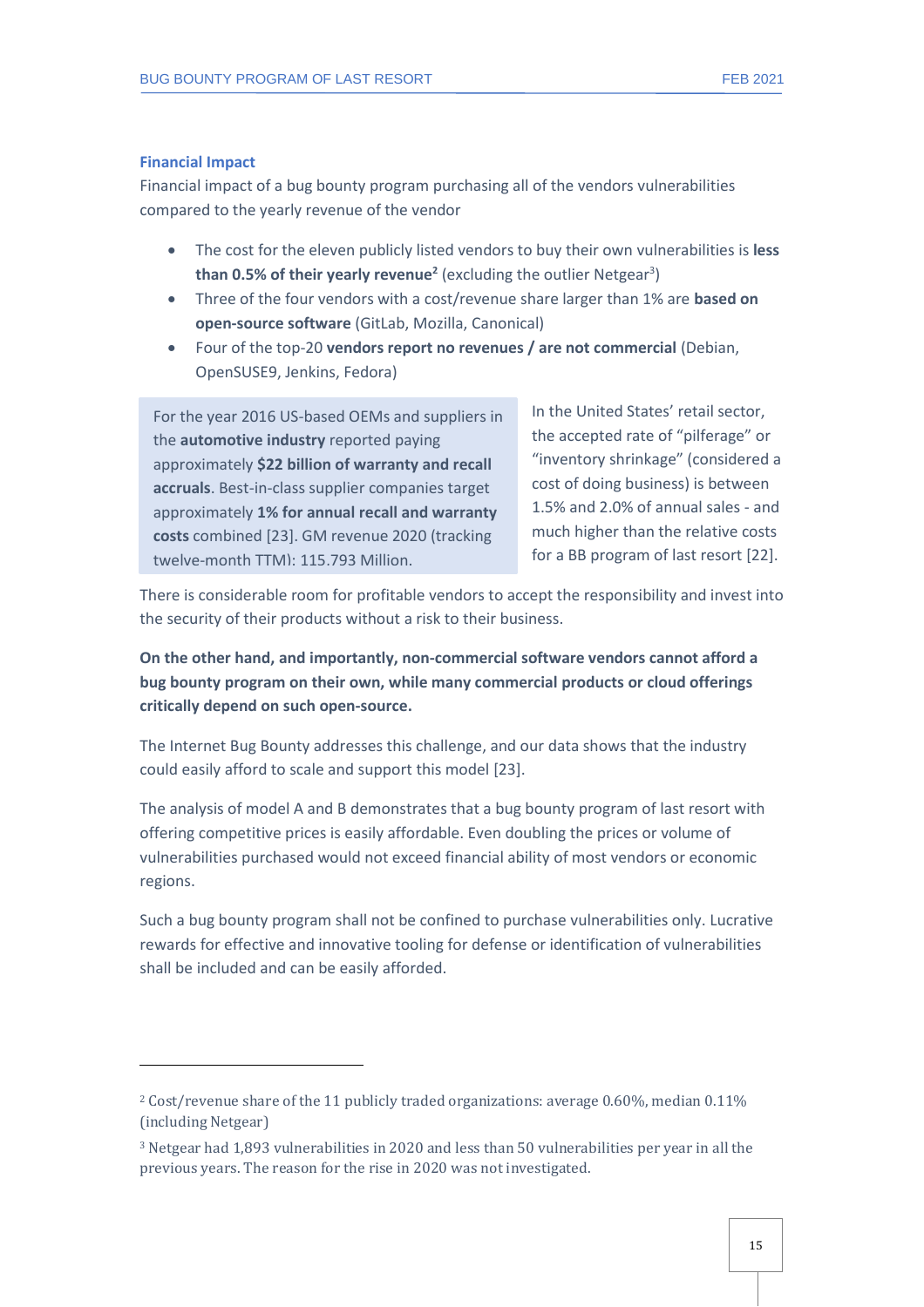### Financial Impact

Financial impact of a bug bounty program purchasing all of the vendors vulnerabilities compared to the yearly revenue of the vendor

- The cost for the eleven publicly listed vendors to buy their own vulnerabilities is **less than 0.5% of their yearly revenue**[2] (excluding the outlier Netgear[3])
- Three of the four vendors with a cost/revenue share larger than 1% are **based on open-source software** (GitLab, Mozilla, Canonical)
- Four of the top-20 **vendors report no revenues / are not commercial** (Debian, OpenSUSE9, Jenkins, Fedora)

For the year 2016 US-based OEMs and suppliers in the **automotive industry** reported paying approximately **$22 billion of warranty and recall accruals**. Best-in-class supplier companies target approximately **1% for annual recall and warranty costs** combined [23]. GM revenue 2020 (tracking twelve-month TTM): 115.793 Million.

In the United States' retail sector, the accepted rate of "pilferage" or "inventory shrinkage" (considered a cost of doing business) is between 1.5% and 2.0% of annual sales - and much higher than the relative costs for a BB program of last resort [22].

There is considerable room for profitable vendors to accept the responsibility and invest into the security of their products without a risk to their business.

**On the other hand, and importantly, non-commercial software vendors cannot afford a bug bounty program on their own, while many commercial products or cloud offerings critically depend on such open-source.**

The Internet Bug Bounty addresses this challenge, and our data shows that the industry could easily afford to scale and support this model [23].

The analysis of model A and B demonstrates that a bug bounty program of last resort with offering competitive prices is easily affordable. Even doubling the prices or volume of vulnerabilities purchased would not exceed financial ability of most vendors or economic regions.

Such a bug bounty program shall not be confined to purchase vulnerabilities only. Lucrative rewards for effective and innovative tooling for defense or identification of vulnerabilities shall be included and can be easily afforded.

---

[2] Cost/revenue share of the 11 publicly traded organizations: average 0.60%, median 0.11% (including Netgear)

[3] Netgear had 1,893 vulnerabilities in 2020 and less than 50 vulnerabilities per year in all the previous years. The reason for the rise in 2020 was not investigated.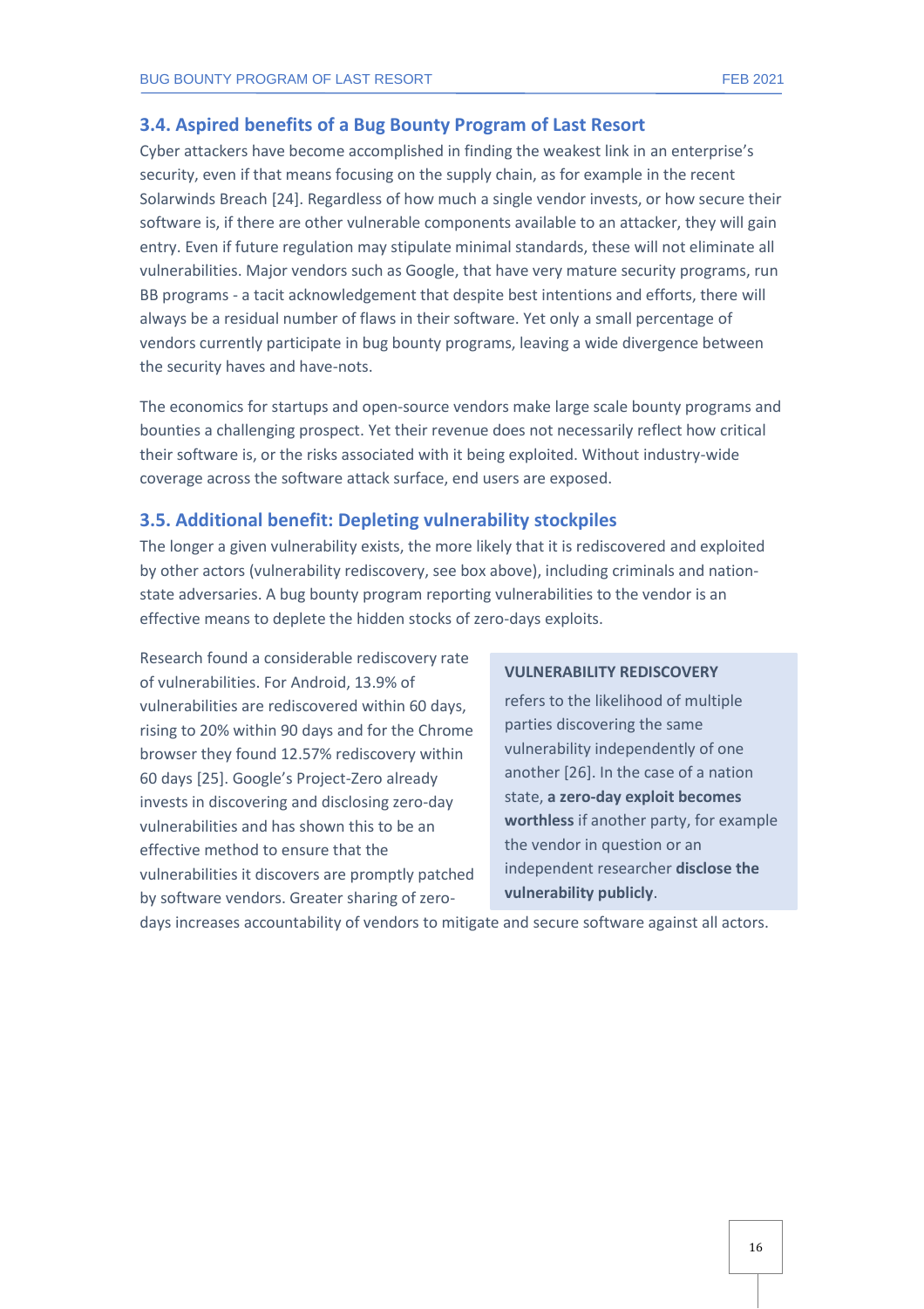## 3.4. Aspired benefits of a Bug Bounty Program of Last Resort

Cyber attackers have become accomplished in finding the weakest link in an enterprise's security, even if that means focusing on the supply chain, as for example in the recent Solarwinds Breach [24]. Regardless of how much a single vendor invests, or how secure their software is, if there are other vulnerable components available to an attacker, they will gain entry. Even if future regulation may stipulate minimal standards, these will not eliminate all vulnerabilities. Major vendors such as Google, that have very mature security programs, run BB programs - a tacit acknowledgement that despite best intentions and efforts, there will always be a residual number of flaws in their software. Yet only a small percentage of vendors currently participate in bug bounty programs, leaving a wide divergence between the security haves and have-nots.

The economics for startups and open-source vendors make large scale bounty programs and bounties a challenging prospect. Yet their revenue does not necessarily reflect how critical their software is, or the risks associated with it being exploited. Without industry-wide coverage across the software attack surface, end users are exposed.

## 3.5. Additional benefit: Depleting vulnerability stockpiles

The longer a given vulnerability exists, the more likely that it is rediscovered and exploited by other actors (vulnerability rediscovery, see box above), including criminals and nation-state adversaries. A bug bounty program reporting vulnerabilities to the vendor is an effective means to deplete the hidden stocks of zero-days exploits.

Research found a considerable rediscovery rate of vulnerabilities. For Android, 13.9% of vulnerabilities are rediscovered within 60 days, rising to 20% within 90 days and for the Chrome browser they found 12.57% rediscovery within 60 days [25]. Google's Project-Zero already invests in discovering and disclosing zero-day vulnerabilities and has shown this to be an effective method to ensure that the vulnerabilities it discovers are promptly patched by software vendors. Greater sharing of zero-days increases accountability of vendors to mitigate and secure software against all actors.

> **VULNERABILITY REDISCOVERY**
>
> refers to the likelihood of multiple parties discovering the same vulnerability independently of one another [26]. In the case of a nation state, **a zero-day exploit becomes worthless** if another party, for example the vendor in question or an independent researcher **disclose the vulnerability publicly**.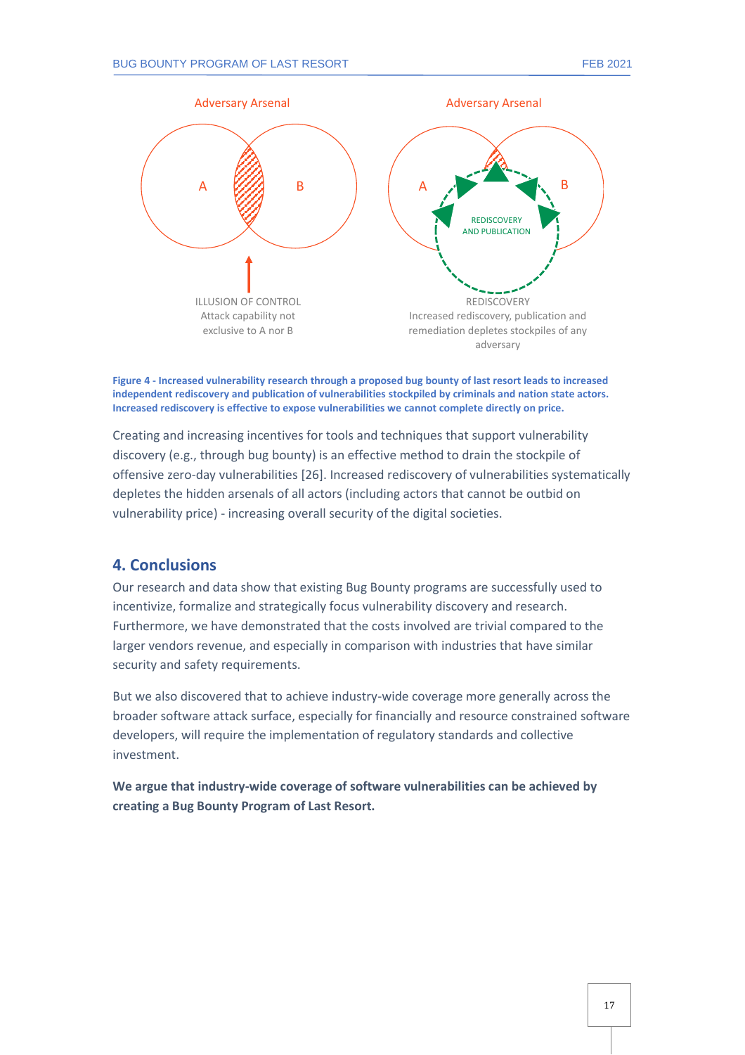Adversary Arsenal

A B

ILLUSION OF CONTROL
Attack capability not exclusive to A nor B

Adversary Arsenal

A B

REDISCOVERY AND PUBLICATION

REDISCOVERY
Increased rediscovery, publication and remediation depletes stockpiles of any adversary

**Figure 4 - Increased vulnerability research through a proposed bug bounty of last resort leads to increased independent rediscovery and publication of vulnerabilities stockpiled by criminals and nation state actors. Increased rediscovery is effective to expose vulnerabilities we cannot complete directly on price.**

Creating and increasing incentives for tools and techniques that support vulnerability discovery (e.g., through bug bounty) is an effective method to drain the stockpile of offensive zero-day vulnerabilities [26]. Increased rediscovery of vulnerabilities systematically depletes the hidden arsenals of all actors (including actors that cannot be outbid on vulnerability price) - increasing overall security of the digital societies.

## 4. Conclusions

Our research and data show that existing Bug Bounty programs are successfully used to incentivize, formalize and strategically focus vulnerability discovery and research. Furthermore, we have demonstrated that the costs involved are trivial compared to the larger vendors revenue, and especially in comparison with industries that have similar security and safety requirements.

But we also discovered that to achieve industry-wide coverage more generally across the broader software attack surface, especially for financially and resource constrained software developers, will require the implementation of regulatory standards and collective investment.

**We argue that industry-wide coverage of software vulnerabilities can be achieved by creating a Bug Bounty Program of Last Resort.**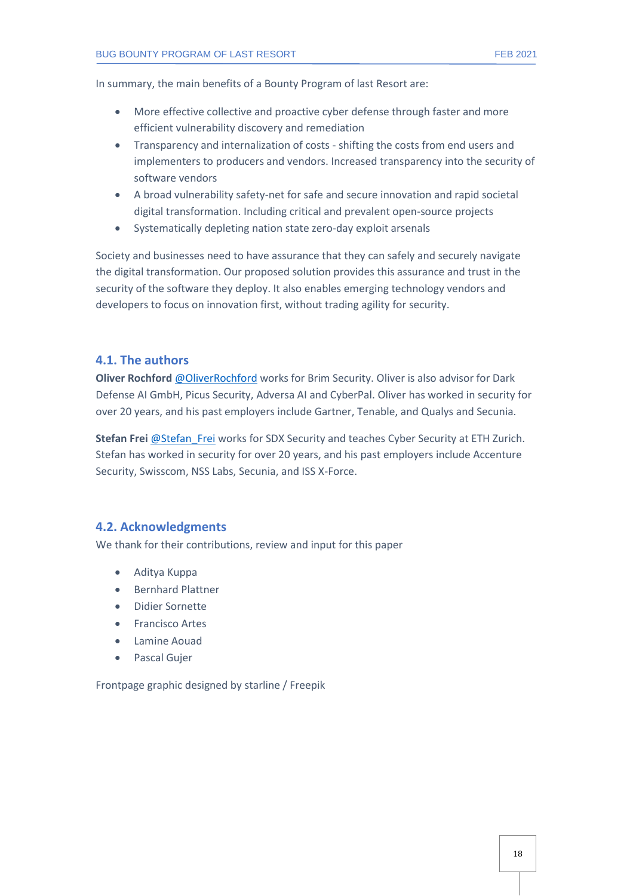In summary, the main benefits of a Bounty Program of last Resort are:

- More effective collective and proactive cyber defense through faster and more efficient vulnerability discovery and remediation
- Transparency and internalization of costs - shifting the costs from end users and implementers to producers and vendors. Increased transparency into the security of software vendors
- A broad vulnerability safety-net for safe and secure innovation and rapid societal digital transformation. Including critical and prevalent open-source projects
- Systematically depleting nation state zero-day exploit arsenals

Society and businesses need to have assurance that they can safely and securely navigate the digital transformation. Our proposed solution provides this assurance and trust in the security of the software they deploy. It also enables emerging technology vendors and developers to focus on innovation first, without trading agility for security.

## 4.1. The authors

**Oliver Rochford** @OliverRochford works for Brim Security. Oliver is also advisor for Dark Defense AI GmbH, Picus Security, Adversa AI and CyberPal. Oliver has worked in security for over 20 years, and his past employers include Gartner, Tenable, and Qualys and Secunia.

**Stefan Frei** @Stefan_Frei works for SDX Security and teaches Cyber Security at ETH Zurich. Stefan has worked in security for over 20 years, and his past employers include Accenture Security, Swisscom, NSS Labs, Secunia, and ISS X-Force.

## 4.2. Acknowledgments

We thank for their contributions, review and input for this paper

- Aditya Kuppa
- Bernhard Plattner
- Didier Sornette
- Francisco Artes
- Lamine Aouad
- Pascal Gujer

Frontpage graphic designed by starline / Freepik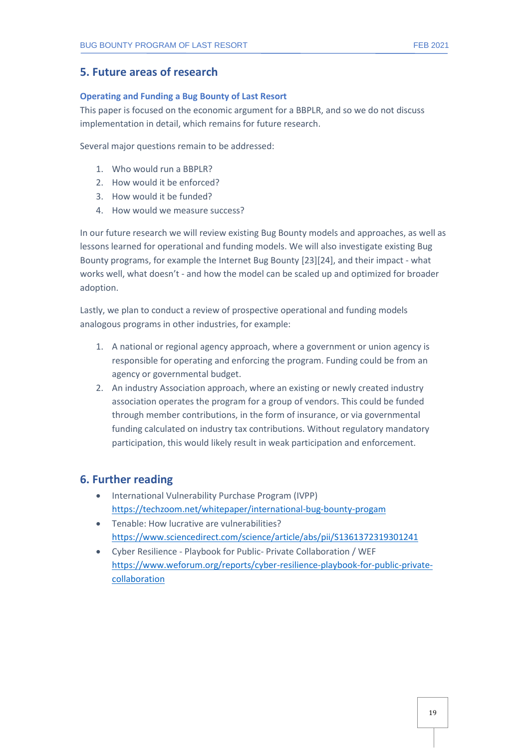## 5. Future areas of research

### Operating and Funding a Bug Bounty of Last Resort

This paper is focused on the economic argument for a BBPLR, and so we do not discuss implementation in detail, which remains for future research.

Several major questions remain to be addressed:

1. Who would run a BBPLR?
2. How would it be enforced?
3. How would it be funded?
4. How would we measure success?

In our future research we will review existing Bug Bounty models and approaches, as well as lessons learned for operational and funding models. We will also investigate existing Bug Bounty programs, for example the Internet Bug Bounty [23][24], and their impact - what works well, what doesn't - and how the model can be scaled up and optimized for broader adoption.

Lastly, we plan to conduct a review of prospective operational and funding models analogous programs in other industries, for example:

1. A national or regional agency approach, where a government or union agency is responsible for operating and enforcing the program. Funding could be from an agency or governmental budget.
2. An industry Association approach, where an existing or newly created industry association operates the program for a group of vendors. This could be funded through member contributions, in the form of insurance, or via governmental funding calculated on industry tax contributions. Without regulatory mandatory participation, this would likely result in weak participation and enforcement.

## 6. Further reading

- International Vulnerability Purchase Program (IVPP) [https://techzoom.net/whitepaper/international-bug-bounty-progam](https://techzoom.net/whitepaper/international-bug-bounty-progam)
- Tenable: How lucrative are vulnerabilities? [https://www.sciencedirect.com/science/article/abs/pii/S1361372319301241](https://www.sciencedirect.com/science/article/abs/pii/S1361372319301241)
- Cyber Resilience - Playbook for Public- Private Collaboration / WEF [https://www.weforum.org/reports/cyber-resilience-playbook-for-public-private-collaboration](https://www.weforum.org/reports/cyber-resilience-playbook-for-public-private-collaboration)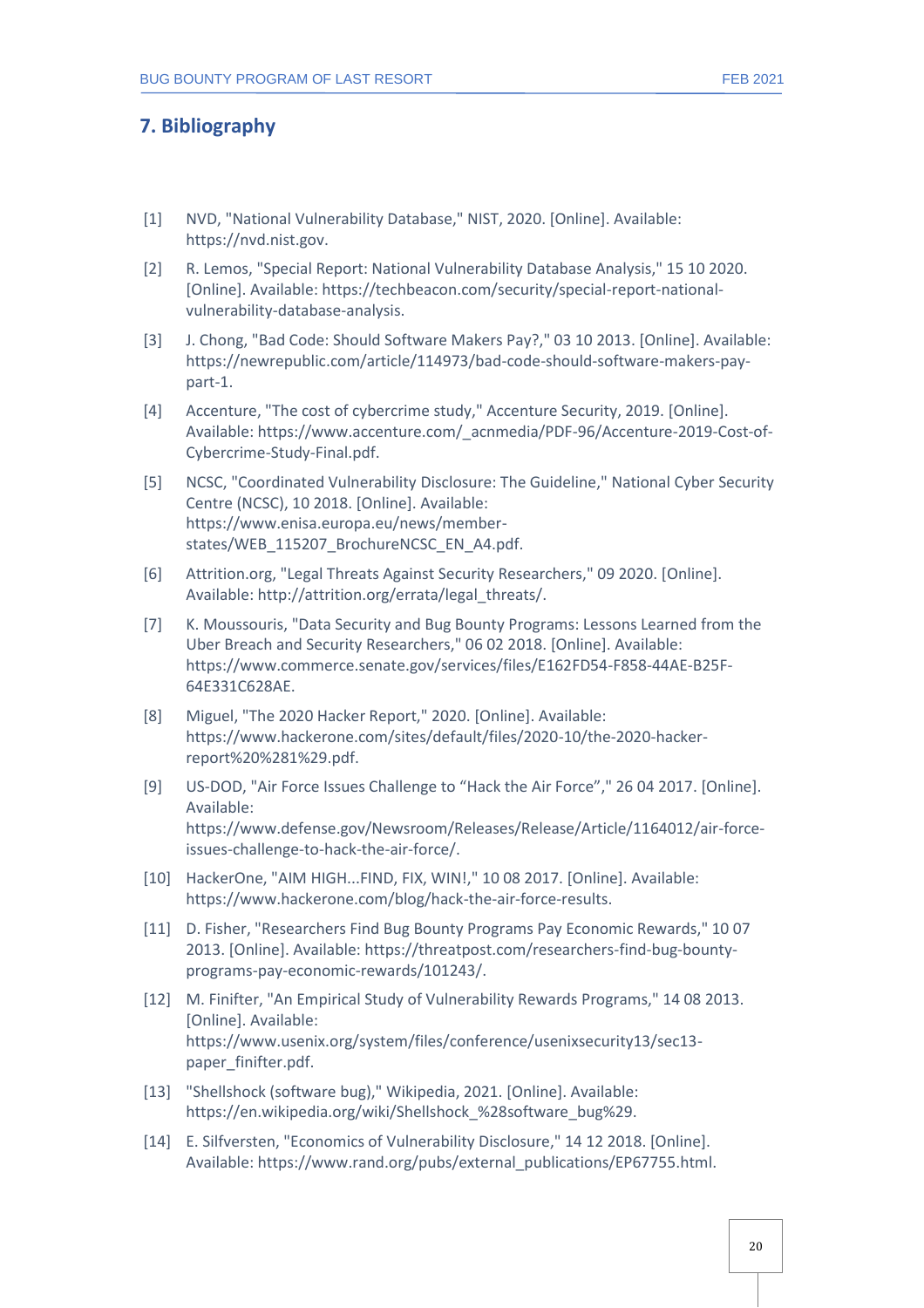## 7. Bibliography

[1] NVD, "National Vulnerability Database," NIST, 2020. [Online]. Available: https://nvd.nist.gov.

[2] R. Lemos, "Special Report: National Vulnerability Database Analysis," 15 10 2020. [Online]. Available: https://techbeacon.com/security/special-report-national-vulnerability-database-analysis.

[3] J. Chong, "Bad Code: Should Software Makers Pay?," 03 10 2013. [Online]. Available: https://newrepublic.com/article/114973/bad-code-should-software-makers-pay-part-1.

[4] Accenture, "The cost of cybercrime study," Accenture Security, 2019. [Online]. Available: https://www.accenture.com/_acnmedia/PDF-96/Accenture-2019-Cost-of-Cybercrime-Study-Final.pdf.

[5] NCSC, "Coordinated Vulnerability Disclosure: The Guideline," National Cyber Security Centre (NCSC), 10 2018. [Online]. Available: https://www.enisa.europa.eu/news/member-states/WEB_115207_BrochureNCSC_EN_A4.pdf.

[6] Attrition.org, "Legal Threats Against Security Researchers," 09 2020. [Online]. Available: http://attrition.org/errata/legal_threats/.

[7] K. Moussouris, "Data Security and Bug Bounty Programs: Lessons Learned from the Uber Breach and Security Researchers," 06 02 2018. [Online]. Available: https://www.commerce.senate.gov/services/files/E162FD54-F858-44AE-B25F-64E331C628AE.

[8] Miguel, "The 2020 Hacker Report," 2020. [Online]. Available: https://www.hackerone.com/sites/default/files/2020-10/the-2020-hacker-report%20%281%29.pdf.

[9] US-DOD, "Air Force Issues Challenge to "Hack the Air Force"," 26 04 2017. [Online]. Available: https://www.defense.gov/Newsroom/Releases/Release/Article/1164012/air-force-issues-challenge-to-hack-the-air-force/.

[10] HackerOne, "AIM HIGH...FIND, FIX, WIN!," 10 08 2017. [Online]. Available: https://www.hackerone.com/blog/hack-the-air-force-results.

[11] D. Fisher, "Researchers Find Bug Bounty Programs Pay Economic Rewards," 10 07 2013. [Online]. Available: https://threatpost.com/researchers-find-bug-bounty-programs-pay-economic-rewards/101243/.

[12] M. Finifter, "An Empirical Study of Vulnerability Rewards Programs," 14 08 2013. [Online]. Available: https://www.usenix.org/system/files/conference/usenixsecurity13/sec13-paper_finifter.pdf.

[13] "Shellshock (software bug)," Wikipedia, 2021. [Online]. Available: https://en.wikipedia.org/wiki/Shellshock_%28software_bug%29.

[14] E. Silfversten, "Economics of Vulnerability Disclosure," 14 12 2018. [Online]. Available: https://www.rand.org/pubs/external_publications/EP67755.html.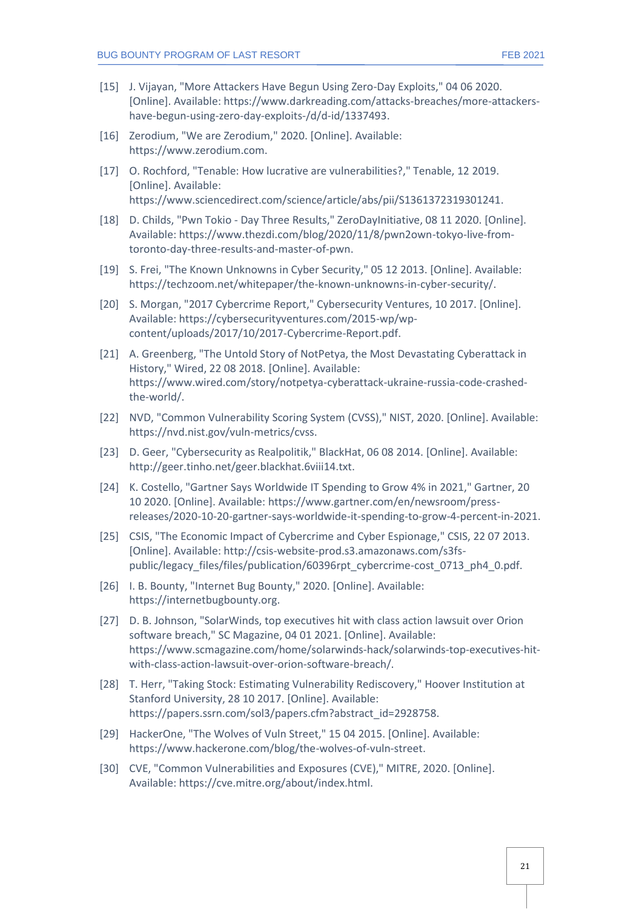[15] J. Vijayan, "More Attackers Have Begun Using Zero-Day Exploits," 04 06 2020. [Online]. Available: https://www.darkreading.com/attacks-breaches/more-attackers-have-begun-using-zero-day-exploits-/d/d-id/1337493.

[16] Zerodium, "We are Zerodium," 2020. [Online]. Available: https://www.zerodium.com.

[17] O. Rochford, "Tenable: How lucrative are vulnerabilities?," Tenable, 12 2019. [Online]. Available: https://www.sciencedirect.com/science/article/abs/pii/S1361372319301241.

[18] D. Childs, "Pwn Tokio - Day Three Results," ZeroDayInitiative, 08 11 2020. [Online]. Available: https://www.thezdi.com/blog/2020/11/8/pwn2own-tokyo-live-from-toronto-day-three-results-and-master-of-pwn.

[19] S. Frei, "The Known Unknowns in Cyber Security," 05 12 2013. [Online]. Available: https://techzoom.net/whitepaper/the-known-unknowns-in-cyber-security/.

[20] S. Morgan, "2017 Cybercrime Report," Cybersecurity Ventures, 10 2017. [Online]. Available: https://cybersecurityventures.com/2015-wp/wp-content/uploads/2017/10/2017-Cybercrime-Report.pdf.

[21] A. Greenberg, "The Untold Story of NotPetya, the Most Devastating Cyberattack in History," Wired, 22 08 2018. [Online]. Available: https://www.wired.com/story/notpetya-cyberattack-ukraine-russia-code-crashed-the-world/.

[22] NVD, "Common Vulnerability Scoring System (CVSS)," NIST, 2020. [Online]. Available: https://nvd.nist.gov/vuln-metrics/cvss.

[23] D. Geer, "Cybersecurity as Realpolitik," BlackHat, 06 08 2014. [Online]. Available: http://geer.tinho.net/geer.blackhat.6viii14.txt.

[24] K. Costello, "Gartner Says Worldwide IT Spending to Grow 4% in 2021," Gartner, 20 10 2020. [Online]. Available: https://www.gartner.com/en/newsroom/press-releases/2020-10-20-gartner-says-worldwide-it-spending-to-grow-4-percent-in-2021.

[25] CSIS, "The Economic Impact of Cybercrime and Cyber Espionage," CSIS, 22 07 2013. [Online]. Available: http://csis-website-prod.s3.amazonaws.com/s3fs-public/legacy_files/files/publication/60396rpt_cybercrime-cost_0713_ph4_0.pdf.

[26] I. B. Bounty, "Internet Bug Bounty," 2020. [Online]. Available: https://internetbugbounty.org.

[27] D. B. Johnson, "SolarWinds, top executives hit with class action lawsuit over Orion software breach," SC Magazine, 04 01 2021. [Online]. Available: https://www.scmagazine.com/home/solarwinds-hack/solarwinds-top-executives-hit-with-class-action-lawsuit-over-orion-software-breach/.

[28] T. Herr, "Taking Stock: Estimating Vulnerability Rediscovery," Hoover Institution at Stanford University, 28 10 2017. [Online]. Available: https://papers.ssrn.com/sol3/papers.cfm?abstract_id=2928758.

[29] HackerOne, "The Wolves of Vuln Street," 15 04 2015. [Online]. Available: https://www.hackerone.com/blog/the-wolves-of-vuln-street.

[30] CVE, "Common Vulnerabilities and Exposures (CVE)," MITRE, 2020. [Online]. Available: https://cve.mitre.org/about/index.html.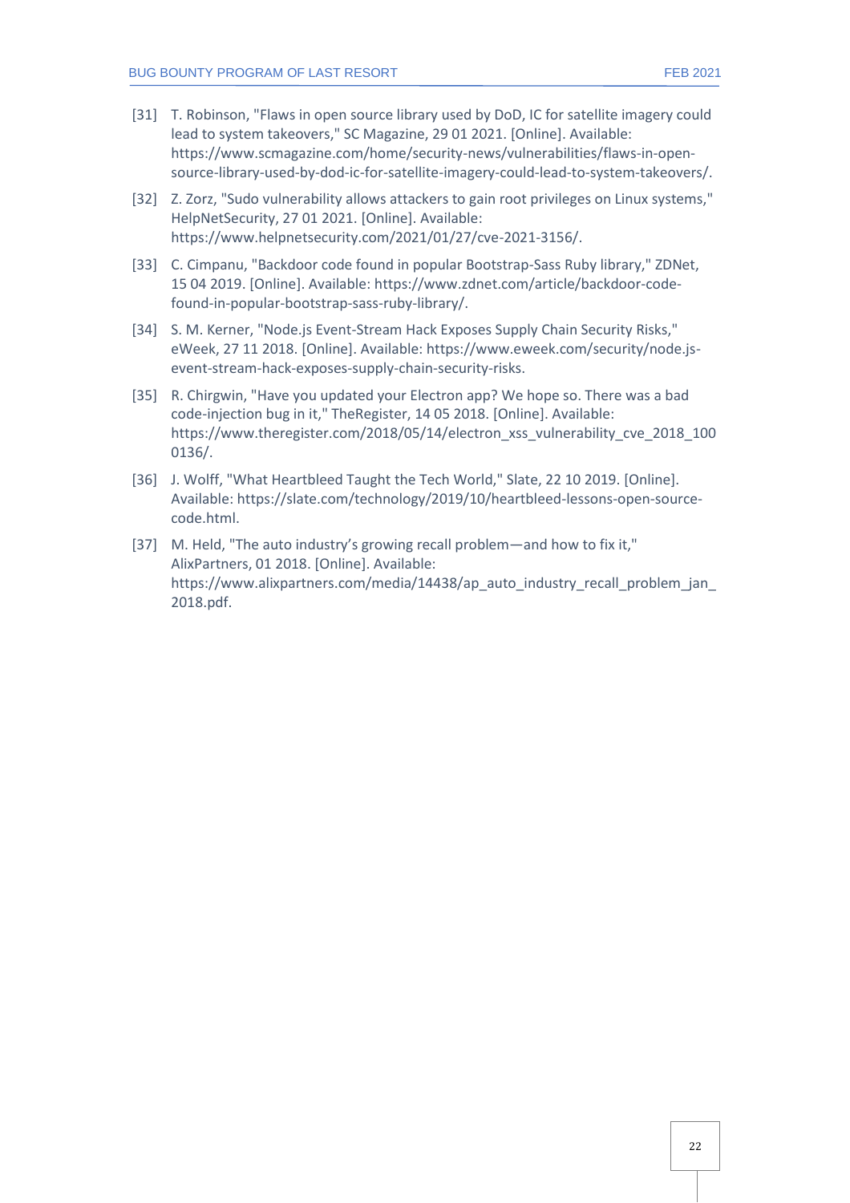[31] T. Robinson, "Flaws in open source library used by DoD, IC for satellite imagery could lead to system takeovers," SC Magazine, 29 01 2021. [Online]. Available: https://www.scmagazine.com/home/security-news/vulnerabilities/flaws-in-open-source-library-used-by-dod-ic-for-satellite-imagery-could-lead-to-system-takeovers/.

[32] Z. Zorz, "Sudo vulnerability allows attackers to gain root privileges on Linux systems," HelpNetSecurity, 27 01 2021. [Online]. Available: https://www.helpnetsecurity.com/2021/01/27/cve-2021-3156/.

[33] C. Cimpanu, "Backdoor code found in popular Bootstrap-Sass Ruby library," ZDNet, 15 04 2019. [Online]. Available: https://www.zdnet.com/article/backdoor-code-found-in-popular-bootstrap-sass-ruby-library/.

[34] S. M. Kerner, "Node.js Event-Stream Hack Exposes Supply Chain Security Risks," eWeek, 27 11 2018. [Online]. Available: https://www.eweek.com/security/node.js-event-stream-hack-exposes-supply-chain-security-risks.

[35] R. Chirgwin, "Have you updated your Electron app? We hope so. There was a bad code-injection bug in it," TheRegister, 14 05 2018. [Online]. Available: https://www.theregister.com/2018/05/14/electron_xss_vulnerability_cve_2018_1000136/.

[36] J. Wolff, "What Heartbleed Taught the Tech World," Slate, 22 10 2019. [Online]. Available: https://slate.com/technology/2019/10/heartbleed-lessons-open-source-code.html.

[37] M. Held, "The auto industry's growing recall problem—and how to fix it," AlixPartners, 01 2018. [Online]. Available: https://www.alixpartners.com/media/14438/ap_auto_industry_recall_problem_jan_2018.pdf.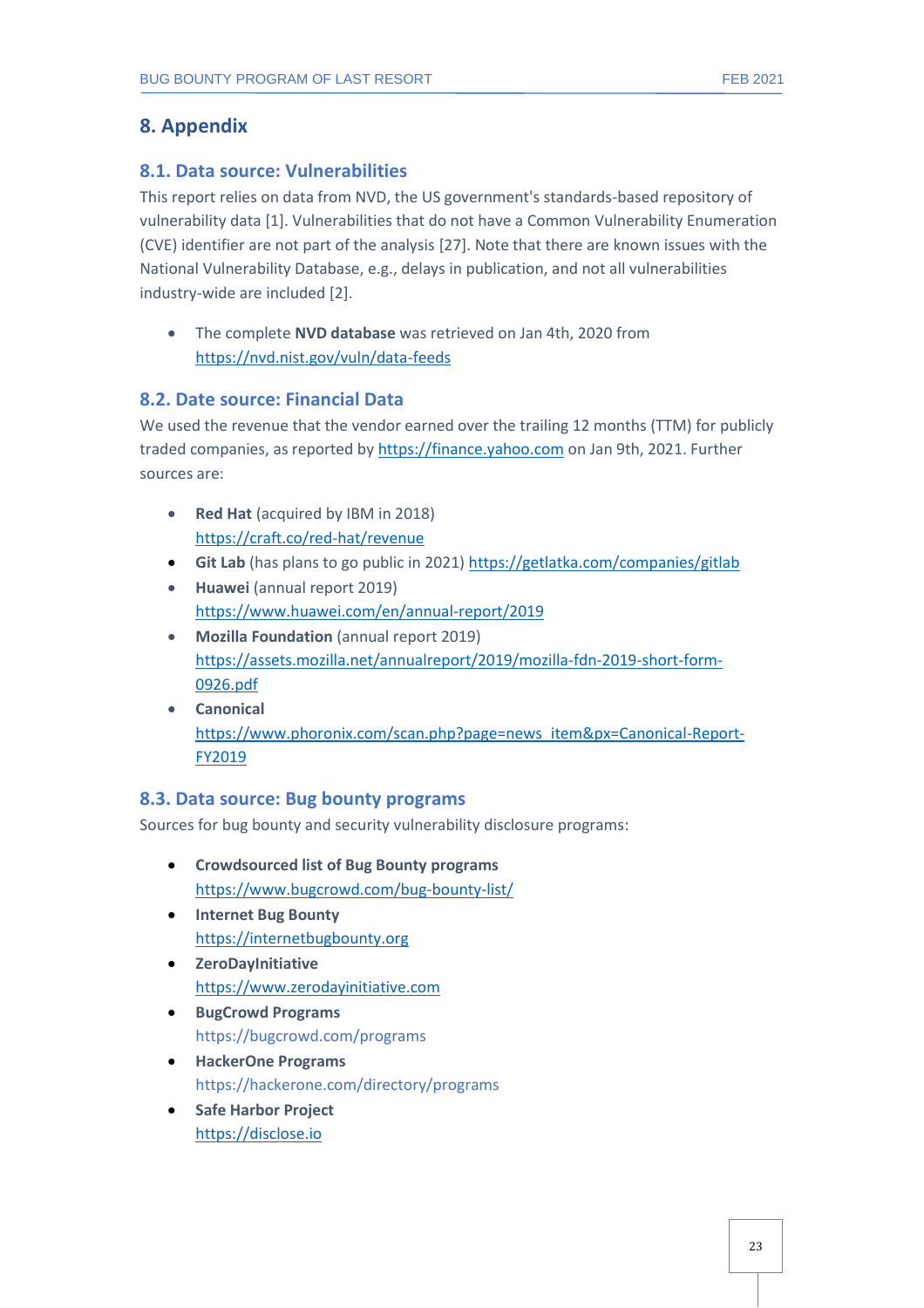## 8. Appendix

### 8.1. Data source: Vulnerabilities

This report relies on data from NVD, the US government's standards-based repository of vulnerability data [1]. Vulnerabilities that do not have a Common Vulnerability Enumeration (CVE) identifier are not part of the analysis [27]. Note that there are known issues with the National Vulnerability Database, e.g., delays in publication, and not all vulnerabilities industry-wide are included [2].

- The complete **NVD database** was retrieved on Jan 4th, 2020 from https://nvd.nist.gov/vuln/data-feeds

### 8.2. Date source: Financial Data

We used the revenue that the vendor earned over the trailing 12 months (TTM) for publicly traded companies, as reported by https://finance.yahoo.com on Jan 9th, 2021. Further sources are:

- **Red Hat** (acquired by IBM in 2018) https://craft.co/red-hat/revenue
- **Git Lab** (has plans to go public in 2021) https://getlatka.com/companies/gitlab
- **Huawei** (annual report 2019) https://www.huawei.com/en/annual-report/2019
- **Mozilla Foundation** (annual report 2019) https://assets.mozilla.net/annualreport/2019/mozilla-fdn-2019-short-form-0926.pdf
- **Canonical** https://www.phoronix.com/scan.php?page=news_item&px=Canonical-Report-FY2019

### 8.3. Data source: Bug bounty programs

Sources for bug bounty and security vulnerability disclosure programs:

- **Crowdsourced list of Bug Bounty programs** https://www.bugcrowd.com/bug-bounty-list/
- **Internet Bug Bounty** https://internetbugbounty.org
- **ZeroDayInitiative** https://www.zerodayinitiative.com
- **BugCrowd Programs** https://bugcrowd.com/programs
- **HackerOne Programs** https://hackerone.com/directory/programs
- **Safe Harbor Project** https://disclose.io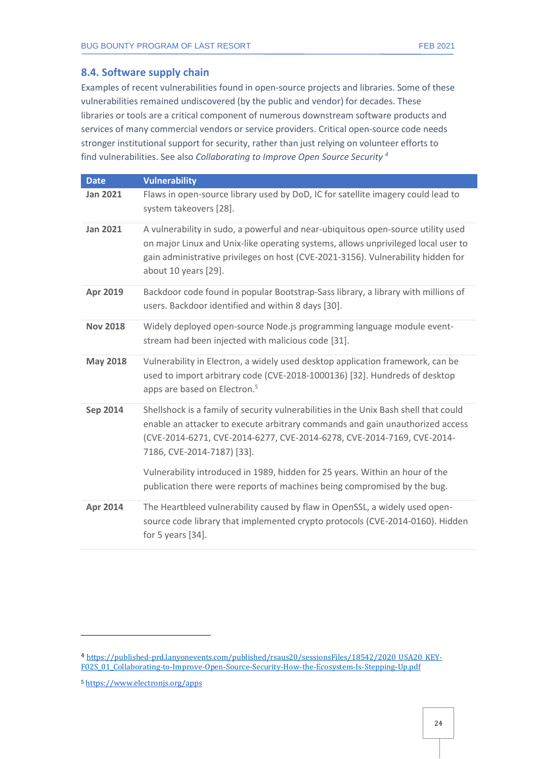## 8.4. Software supply chain

Examples of recent vulnerabilities found in open-source projects and libraries. Some of these vulnerabilities remained undiscovered (by the public and vendor) for decades. These libraries or tools are a critical component of numerous downstream software products and services of many commercial vendors or service providers. Critical open-source code needs stronger institutional support for security, rather than just relying on volunteer efforts to find vulnerabilities. See also *Collaborating to Improve Open Source Security* [4]

| Date | Vulnerability |
|---|---|
| **Jan 2021** | Flaws in open-source library used by DoD, IC for satellite imagery could lead to system takeovers [28]. |
| **Jan 2021** | A vulnerability in sudo, a powerful and near-ubiquitous open-source utility used on major Linux and Unix-like operating systems, allows unprivileged local user to gain administrative privileges on host (CVE-2021-3156). Vulnerability hidden for about 10 years [29]. |
| **Apr 2019** | Backdoor code found in popular Bootstrap-Sass library, a library with millions of users. Backdoor identified and within 8 days [30]. |
| **Nov 2018** | Widely deployed open-source Node.js programming language module event-stream had been injected with malicious code [31]. |
| **May 2018** | Vulnerability in Electron, a widely used desktop application framework, can be used to import arbitrary code (CVE-2018-1000136) [32]. Hundreds of desktop apps are based on Electron.[5] |
| **Sep 2014** | Shellshock is a family of security vulnerabilities in the Unix Bash shell that could enable an attacker to execute arbitrary commands and gain unauthorized access (CVE-2014-6271, CVE-2014-6277, CVE-2014-6278, CVE-2014-7169, CVE-2014-7186, CVE-2014-7187) [33].<br><br>Vulnerability introduced in 1989, hidden for 25 years. Within an hour of the publication there were reports of machines being compromised by the bug. |
| **Apr 2014** | The Heartbleed vulnerability caused by flaw in OpenSSL, a widely used open-source code library that implemented crypto protocols (CVE-2014-0160). Hidden for 5 years [34]. |

---

[4] https://published-prd.lanyonevents.com/published/rsaus20/sessionsFiles/18542/2020_USA20_KEY-F02S_01_Collaborating-to-Improve-Open-Source-Security-How-the-Ecosystem-Is-Stepping-Up.pdf

[5] https://www.electronjs.org/apps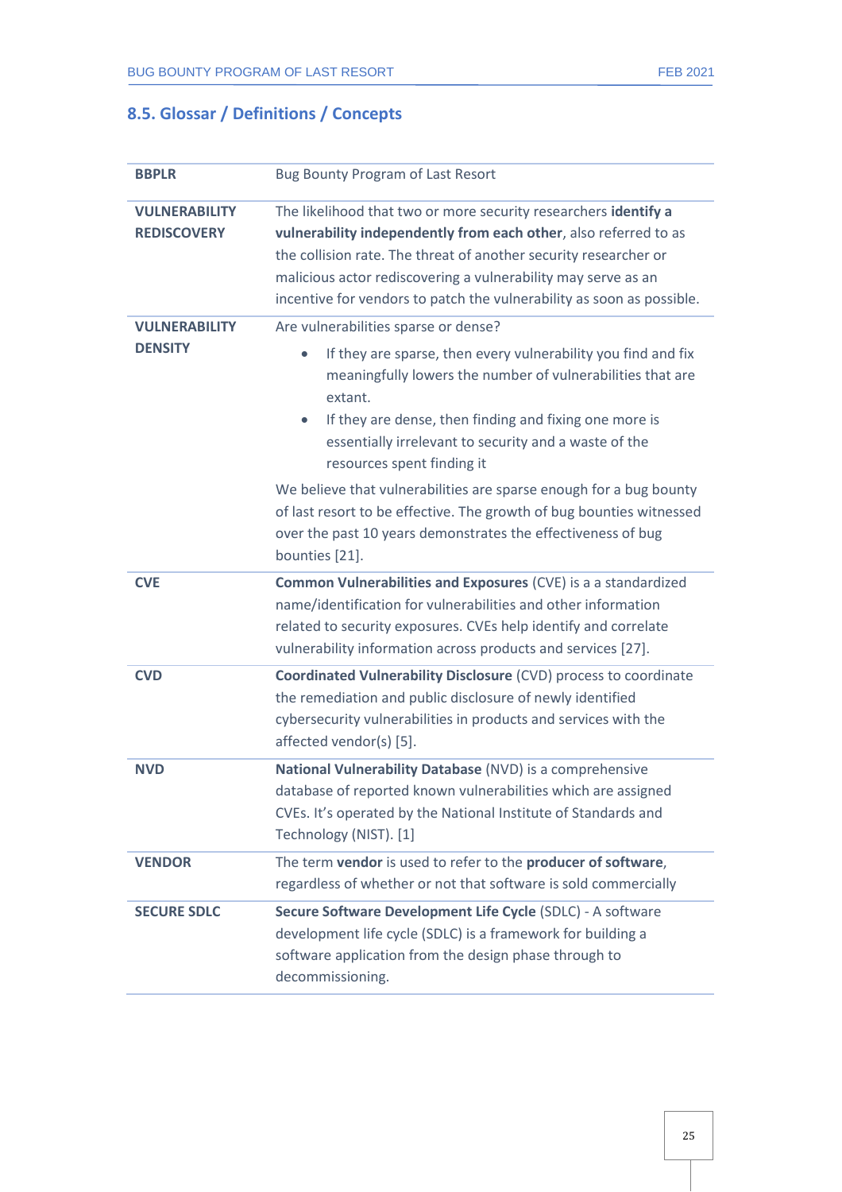## 8.5. Glossar / Definitions / Concepts

| | |
|---|---|
| **BBPLR** | Bug Bounty Program of Last Resort |
| **VULNERABILITY REDISCOVERY** | The likelihood that two or more security researchers **identify a vulnerability independently from each other**, also referred to as the collision rate. The threat of another security researcher or malicious actor rediscovering a vulnerability may serve as an incentive for vendors to patch the vulnerability as soon as possible. |
| **VULNERABILITY DENSITY** | Are vulnerabilities sparse or dense?<br>• If they are sparse, then every vulnerability you find and fix meaningfully lowers the number of vulnerabilities that are extant.<br>• If they are dense, then finding and fixing one more is essentially irrelevant to security and a waste of the resources spent finding it<br><br>We believe that vulnerabilities are sparse enough for a bug bounty of last resort to be effective. The growth of bug bounties witnessed over the past 10 years demonstrates the effectiveness of bug bounties [21]. |
| **CVE** | **Common Vulnerabilities and Exposures** (CVE) is a a standardized name/identification for vulnerabilities and other information related to security exposures. CVEs help identify and correlate vulnerability information across products and services [27]. |
| **CVD** | **Coordinated Vulnerability Disclosure** (CVD) process to coordinate the remediation and public disclosure of newly identified cybersecurity vulnerabilities in products and services with the affected vendor(s) [5]. |
| **NVD** | **National Vulnerability Database** (NVD) is a comprehensive database of reported known vulnerabilities which are assigned CVEs. It's operated by the National Institute of Standards and Technology (NIST). [1] |
| **VENDOR** | The term **vendor** is used to refer to the **producer of software**, regardless of whether or not that software is sold commercially |
| **SECURE SDLC** | **Secure Software Development Life Cycle** (SDLC) - A software development life cycle (SDLC) is a framework for building a software application from the design phase through to decommissioning. |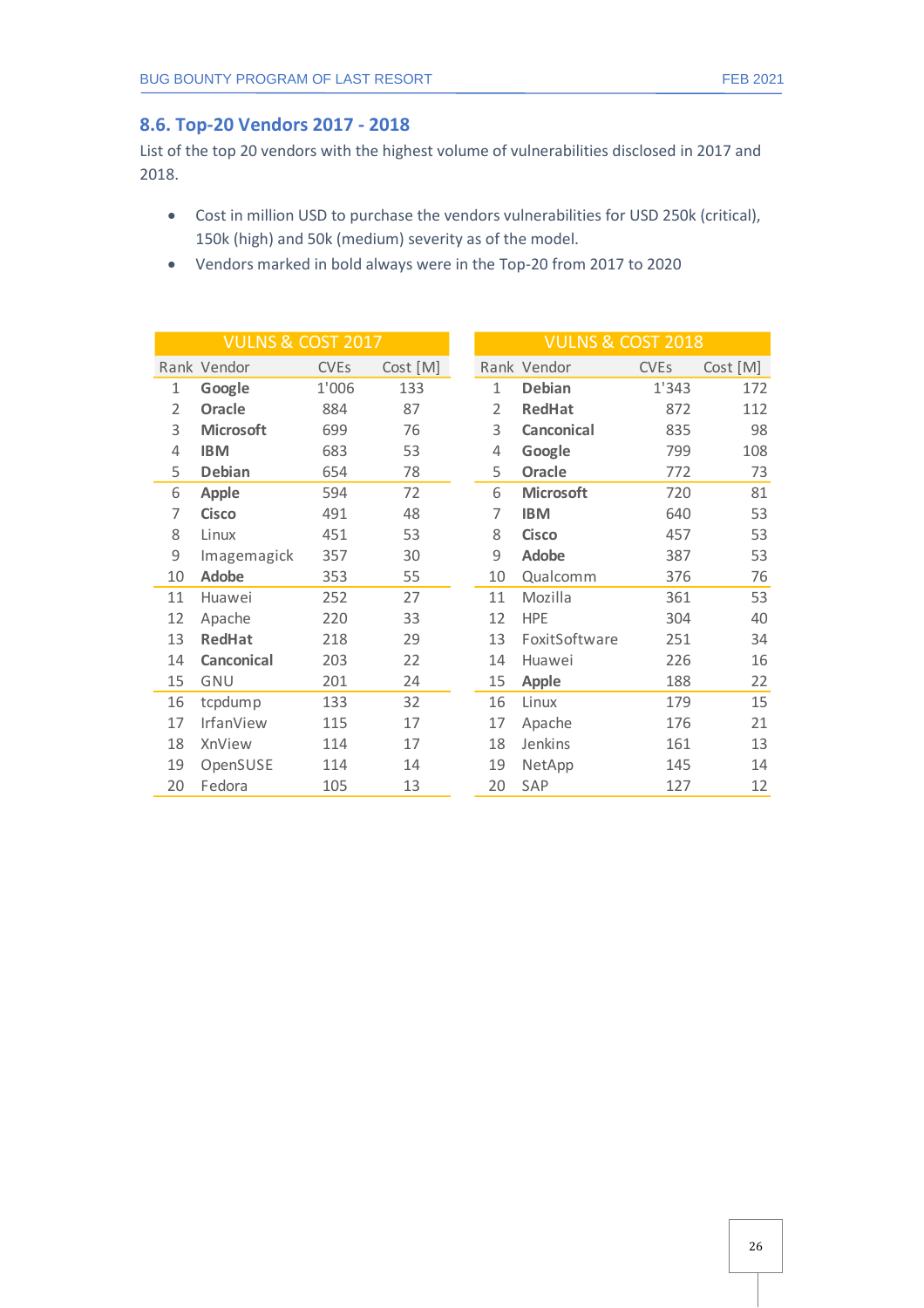## 8.6. Top-20 Vendors 2017 - 2018

List of the top 20 vendors with the highest volume of vulnerabilities disclosed in 2017 and 2018.

- Cost in million USD to purchase the vendors vulnerabilities for USD 250k (critical), 150k (high) and 50k (medium) severity as of the model.
- Vendors marked in bold always were in the Top-20 from 2017 to 2020

| VULNS & COST 2017 | | | | VULNS & COST 2018 | | | |
|---|---|---|---|---|---|---|---|
| Rank | Vendor | CVEs | Cost [M] | Rank | Vendor | CVEs | Cost [M] |
| 1 | **Google** | 1'006 | 133 | 1 | **Debian** | 1'343 | 172 |
| 2 | **Oracle** | 884 | 87 | 2 | **RedHat** | 872 | 112 |
| 3 | **Microsoft** | 699 | 76 | 3 | **Canconical** | 835 | 98 |
| 4 | **IBM** | 683 | 53 | 4 | **Google** | 799 | 108 |
| 5 | **Debian** | 654 | 78 | 5 | **Oracle** | 772 | 73 |
| 6 | **Apple** | 594 | 72 | 6 | **Microsoft** | 720 | 81 |
| 7 | **Cisco** | 491 | 48 | 7 | **IBM** | 640 | 53 |
| 8 | Linux | 451 | 53 | 8 | **Cisco** | 457 | 53 |
| 9 | Imagemagick | 357 | 30 | 9 | **Adobe** | 387 | 53 |
| 10 | **Adobe** | 353 | 55 | 10 | Qualcomm | 376 | 76 |
| 11 | Huawei | 252 | 27 | 11 | Mozilla | 361 | 53 |
| 12 | Apache | 220 | 33 | 12 | HPE | 304 | 40 |
| 13 | **RedHat** | 218 | 29 | 13 | FoxitSoftware | 251 | 34 |
| 14 | **Canconical** | 203 | 22 | 14 | Huawei | 226 | 16 |
| 15 | GNU | 201 | 24 | 15 | **Apple** | 188 | 22 |
| 16 | tcpdump | 133 | 32 | 16 | Linux | 179 | 15 |
| 17 | IrfanView | 115 | 17 | 17 | Apache | 176 | 21 |
| 18 | XnView | 114 | 17 | 18 | Jenkins | 161 | 13 |
| 19 | OpenSUSE | 114 | 14 | 19 | NetApp | 145 | 14 |
| 20 | Fedora | 105 | 13 | 20 | SAP | 127 | 12 |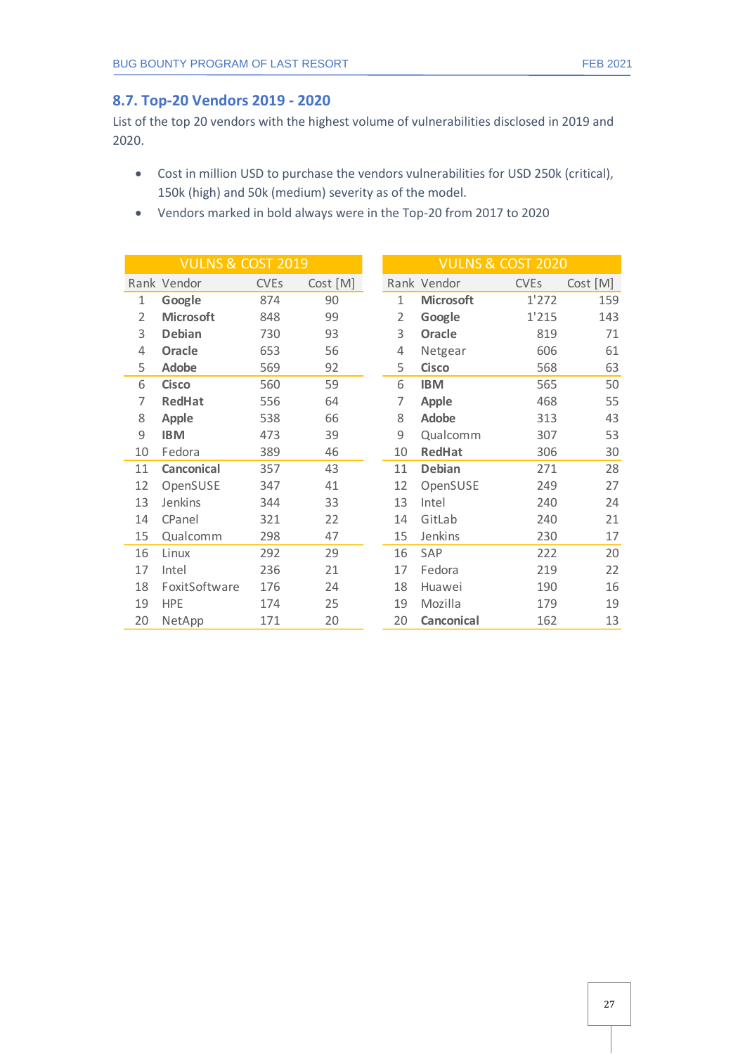## 8.7. Top-20 Vendors 2019 - 2020

List of the top 20 vendors with the highest volume of vulnerabilities disclosed in 2019 and 2020.

- Cost in million USD to purchase the vendors vulnerabilities for USD 250k (critical), 150k (high) and 50k (medium) severity as of the model.
- Vendors marked in bold always were in the Top-20 from 2017 to 2020

| VULNS & COST 2019 | | | |
|---|---|---|---|
| Rank | Vendor | CVEs | Cost [M] |
| 1 | **Google** | 874 | 90 |
| 2 | **Microsoft** | 848 | 99 |
| 3 | **Debian** | 730 | 93 |
| 4 | **Oracle** | 653 | 56 |
| 5 | **Adobe** | 569 | 92 |
| 6 | **Cisco** | 560 | 59 |
| 7 | **RedHat** | 556 | 64 |
| 8 | **Apple** | 538 | 66 |
| 9 | **IBM** | 473 | 39 |
| 10 | Fedora | 389 | 46 |
| 11 | **Canconical** | 357 | 43 |
| 12 | OpenSUSE | 347 | 41 |
| 13 | Jenkins | 344 | 33 |
| 14 | CPanel | 321 | 22 |
| 15 | Qualcomm | 298 | 47 |
| 16 | Linux | 292 | 29 |
| 17 | Intel | 236 | 21 |
| 18 | FoxitSoftware | 176 | 24 |
| 19 | HPE | 174 | 25 |
| 20 | NetApp | 171 | 20 |

| VULNS & COST 2020 | | | |
|---|---|---|---|
| Rank | Vendor | CVEs | Cost [M] |
| 1 | **Microsoft** | 1'272 | 159 |
| 2 | **Google** | 1'215 | 143 |
| 3 | **Oracle** | 819 | 71 |
| 4 | Netgear | 606 | 61 |
| 5 | **Cisco** | 568 | 63 |
| 6 | **IBM** | 565 | 50 |
| 7 | **Apple** | 468 | 55 |
| 8 | **Adobe** | 313 | 43 |
| 9 | Qualcomm | 307 | 53 |
| 10 | **RedHat** | 306 | 30 |
| 11 | **Debian** | 271 | 28 |
| 12 | OpenSUSE | 249 | 27 |
| 13 | Intel | 240 | 24 |
| 14 | GitLab | 240 | 21 |
| 15 | Jenkins | 230 | 17 |
| 16 | SAP | 222 | 20 |
| 17 | Fedora | 219 | 22 |
| 18 | Huawei | 190 | 16 |
| 19 | Mozilla | 179 | 19 |
| 20 | **Canconical** | 162 | 13 |